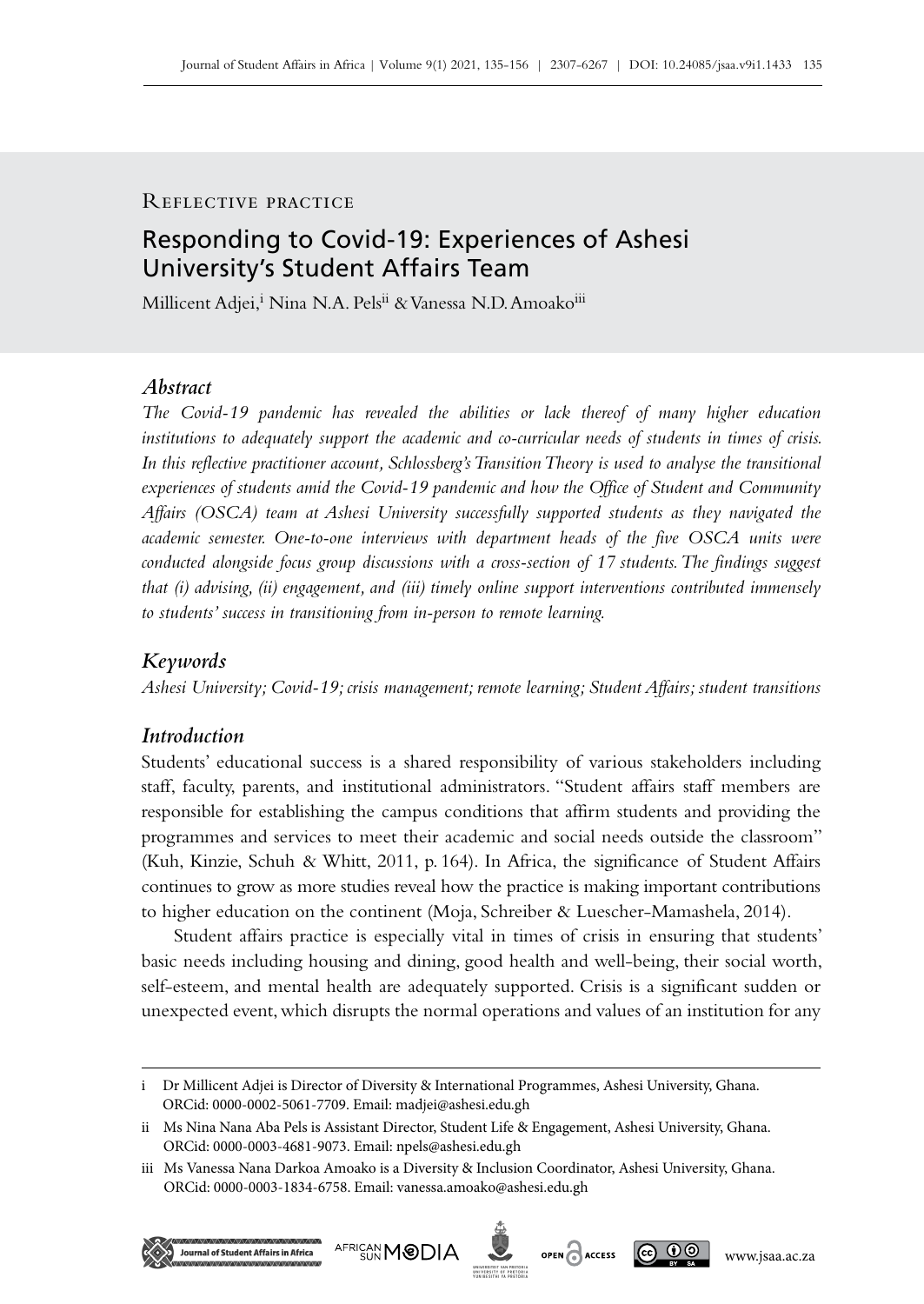Reflective practice

# Responding to Covid-19: Experiences of Ashesi University's Student Affairs Team

Millicent Adjei,[i] Nina N.A. Pels[ii] & Vanessa N.D. Amoako[iii]

## *Abstract*

*The Covid-19 pandemic has revealed the abilities or lack thereof of many higher education institutions to adequately support the academic and co-curricular needs of students in times of crisis. In this reflective practitioner account, Schlossberg's Transition Theory is used to analyse the transitional experiences of students amid the Covid-19 pandemic and how the Office of Student and Community Affairs (OSCA) team at Ashesi University successfully supported students as they navigated the academic semester. One-to-one interviews with department heads of the five OSCA units were conducted alongside focus group discussions with a cross-section of 17 students. The findings suggest that (i) advising, (ii) engagement, and (iii) timely online support interventions contributed immensely to students' success in transitioning from in-person to remote learning.*

## *Keywords*

*Ashesi University; Covid-19; crisis management; remote learning; Student Affairs; student transitions*

## *Introduction*

Students' educational success is a shared responsibility of various stakeholders including staff, faculty, parents, and institutional administrators. "Student affairs staff members are responsible for establishing the campus conditions that affirm students and providing the programmes and services to meet their academic and social needs outside the classroom" (Kuh, Kinzie, Schuh & Whitt, 2011, p. 164). In Africa, the significance of Student Affairs continues to grow as more studies reveal how the practice is making important contributions to higher education on the continent (Moja, Schreiber & Luescher-Mamashela, 2014).

Student affairs practice is especially vital in times of crisis in ensuring that students' basic needs including housing and dining, good health and well-being, their social worth, self-esteem, and mental health are adequately supported. Crisis is a significant sudden or unexpected event, which disrupts the normal operations and values of an institution for any

---

i Dr Millicent Adjei is Director of Diversity & International Programmes, Ashesi University, Ghana. ORCid: 0000-0002-5061-7709. Email: madjei@ashesi.edu.gh

ii Ms Nina Nana Aba Pels is Assistant Director, Student Life & Engagement, Ashesi University, Ghana. ORCid: 0000-0003-4681-9073. Email: npels@ashesi.edu.gh

iii Ms Vanessa Nana Darkoa Amoako is a Diversity & Inclusion Coordinator, Ashesi University, Ghana. ORCid: 0000-0003-1834-6758. Email: vanessa.amoako@ashesi.edu.gh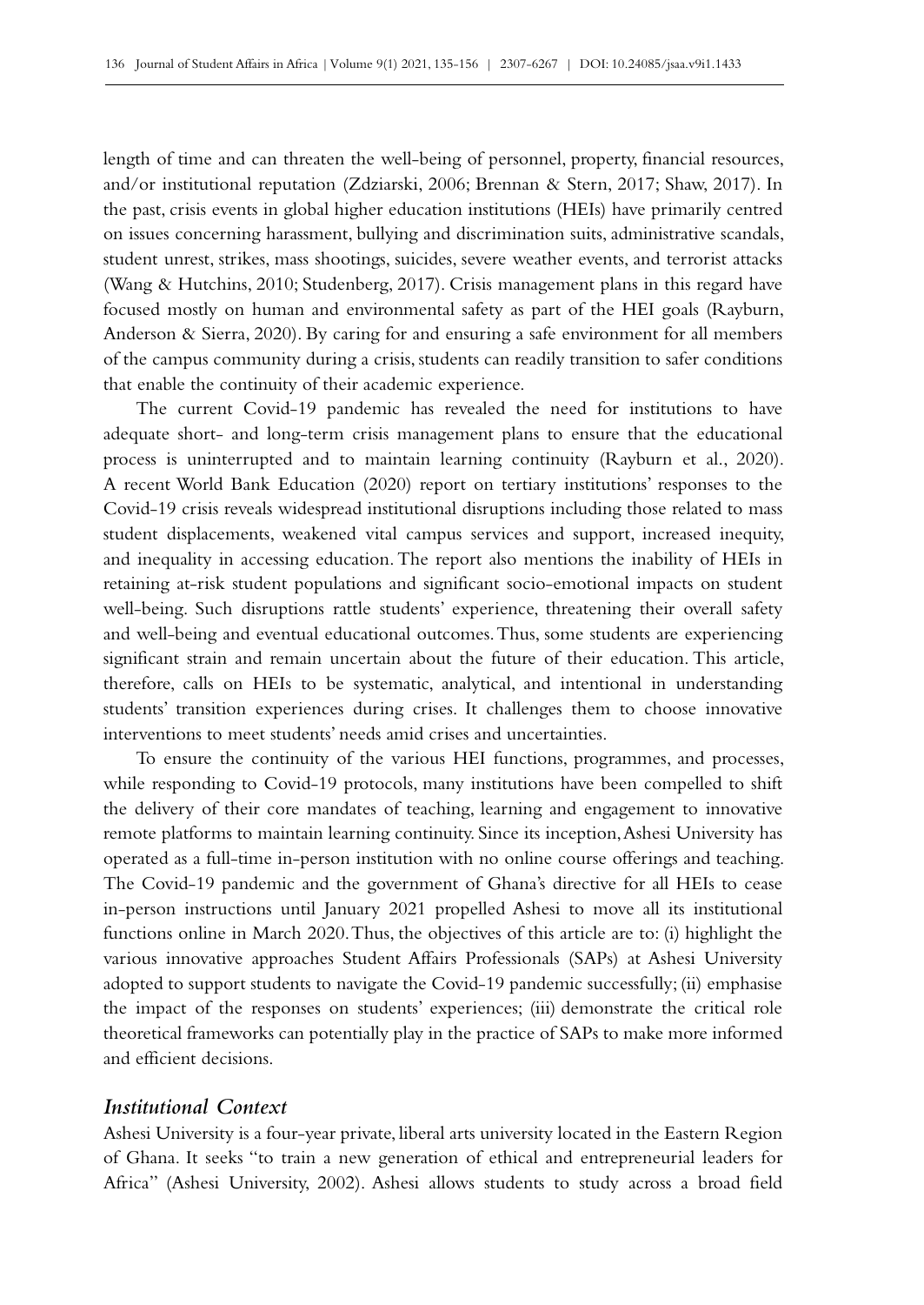length of time and can threaten the well-being of personnel, property, financial resources, and/or institutional reputation (Zdziarski, 2006; Brennan & Stern, 2017; Shaw, 2017). In the past, crisis events in global higher education institutions (HEIs) have primarily centred on issues concerning harassment, bullying and discrimination suits, administrative scandals, student unrest, strikes, mass shootings, suicides, severe weather events, and terrorist attacks (Wang & Hutchins, 2010; Studenberg, 2017). Crisis management plans in this regard have focused mostly on human and environmental safety as part of the HEI goals (Rayburn, Anderson & Sierra, 2020). By caring for and ensuring a safe environment for all members of the campus community during a crisis, students can readily transition to safer conditions that enable the continuity of their academic experience.

The current Covid-19 pandemic has revealed the need for institutions to have adequate short- and long-term crisis management plans to ensure that the educational process is uninterrupted and to maintain learning continuity (Rayburn et al., 2020). A recent World Bank Education (2020) report on tertiary institutions' responses to the Covid-19 crisis reveals widespread institutional disruptions including those related to mass student displacements, weakened vital campus services and support, increased inequity, and inequality in accessing education. The report also mentions the inability of HEIs in retaining at-risk student populations and significant socio-emotional impacts on student well-being. Such disruptions rattle students' experience, threatening their overall safety and well-being and eventual educational outcomes. Thus, some students are experiencing significant strain and remain uncertain about the future of their education. This article, therefore, calls on HEIs to be systematic, analytical, and intentional in understanding students' transition experiences during crises. It challenges them to choose innovative interventions to meet students' needs amid crises and uncertainties.

To ensure the continuity of the various HEI functions, programmes, and processes, while responding to Covid-19 protocols, many institutions have been compelled to shift the delivery of their core mandates of teaching, learning and engagement to innovative remote platforms to maintain learning continuity. Since its inception, Ashesi University has operated as a full-time in-person institution with no online course offerings and teaching. The Covid-19 pandemic and the government of Ghana's directive for all HEIs to cease in-person instructions until January 2021 propelled Ashesi to move all its institutional functions online in March 2020. Thus, the objectives of this article are to: (i) highlight the various innovative approaches Student Affairs Professionals (SAPs) at Ashesi University adopted to support students to navigate the Covid-19 pandemic successfully; (ii) emphasise the impact of the responses on students' experiences; (iii) demonstrate the critical role theoretical frameworks can potentially play in the practice of SAPs to make more informed and efficient decisions.

### *Institutional Context*

Ashesi University is a four-year private, liberal arts university located in the Eastern Region of Ghana. It seeks "to train a new generation of ethical and entrepreneurial leaders for Africa" (Ashesi University, 2002). Ashesi allows students to study across a broad field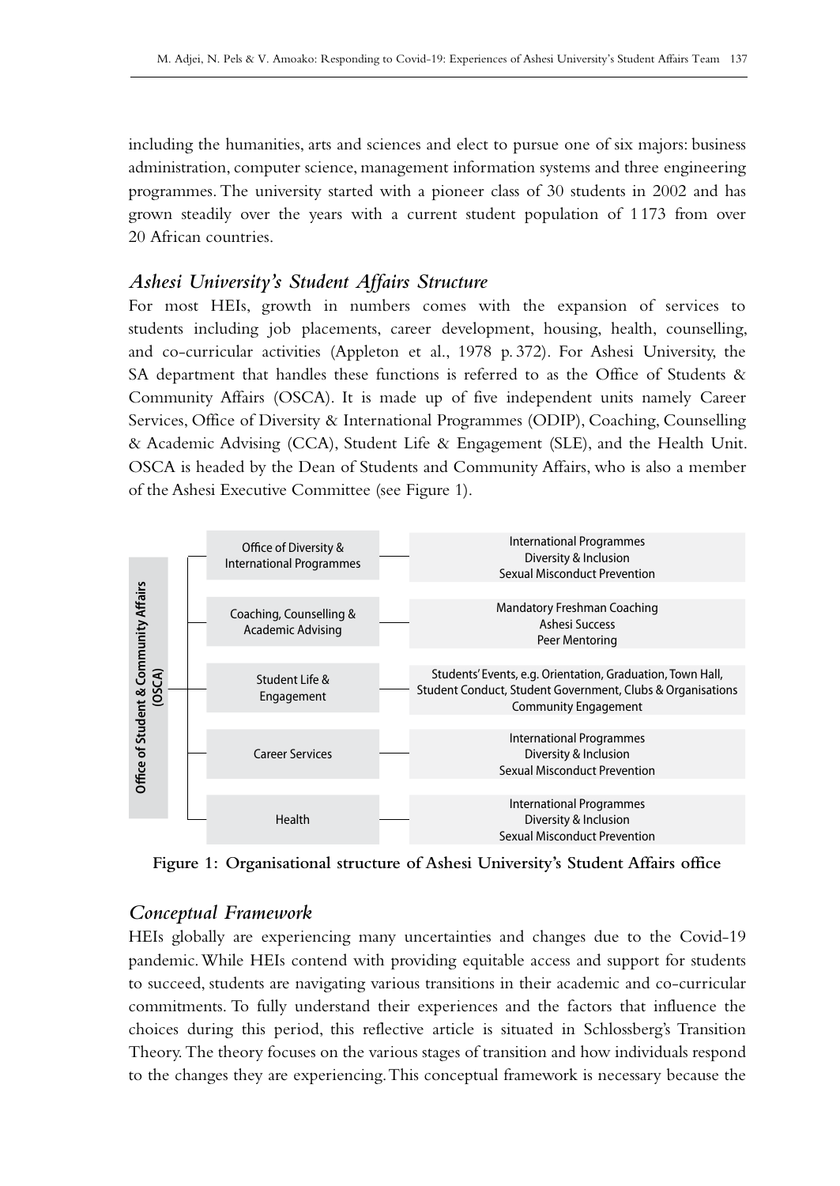including the humanities, arts and sciences and elect to pursue one of six majors: business administration, computer science, management information systems and three engineering programmes. The university started with a pioneer class of 30 students in 2002 and has grown steadily over the years with a current student population of 1 173 from over 20 African countries.

## *Ashesi University's Student Affairs Structure*

For most HEIs, growth in numbers comes with the expansion of services to students including job placements, career development, housing, health, counselling, and co-curricular activities (Appleton et al., 1978 p. 372). For Ashesi University, the SA department that handles these functions is referred to as the Office of Students & Community Affairs (OSCA). It is made up of five independent units namely Career Services, Office of Diversity & International Programmes (ODIP), Coaching, Counselling & Academic Advising (CCA), Student Life & Engagement (SLE), and the Health Unit. OSCA is headed by the Dean of Students and Community Affairs, who is also a member of the Ashesi Executive Committee (see Figure 1).

| Office of Student & Community Affairs (OSCA) | Unit | Functions |
|---|---|---|
| | Office of Diversity & International Programmes | International Programmes<br>Diversity & Inclusion<br>Sexual Misconduct Prevention |
| | Coaching, Counselling & Academic Advising | Mandatory Freshman Coaching<br>Ashesi Success<br>Peer Mentoring |
| | Student Life & Engagement | Students' Events, e.g. Orientation, Graduation, Town Hall, Student Conduct, Student Government, Clubs & Organisations<br>Community Engagement |
| | Career Services | International Programmes<br>Diversity & Inclusion<br>Sexual Misconduct Prevention |
| | Health | International Programmes<br>Diversity & Inclusion<br>Sexual Misconduct Prevention |

**Figure 1: Organisational structure of Ashesi University's Student Affairs office**

## *Conceptual Framework*

HEIs globally are experiencing many uncertainties and changes due to the Covid-19 pandemic. While HEIs contend with providing equitable access and support for students to succeed, students are navigating various transitions in their academic and co-curricular commitments. To fully understand their experiences and the factors that influence the choices during this period, this reflective article is situated in Schlossberg's Transition Theory. The theory focuses on the various stages of transition and how individuals respond to the changes they are experiencing. This conceptual framework is necessary because the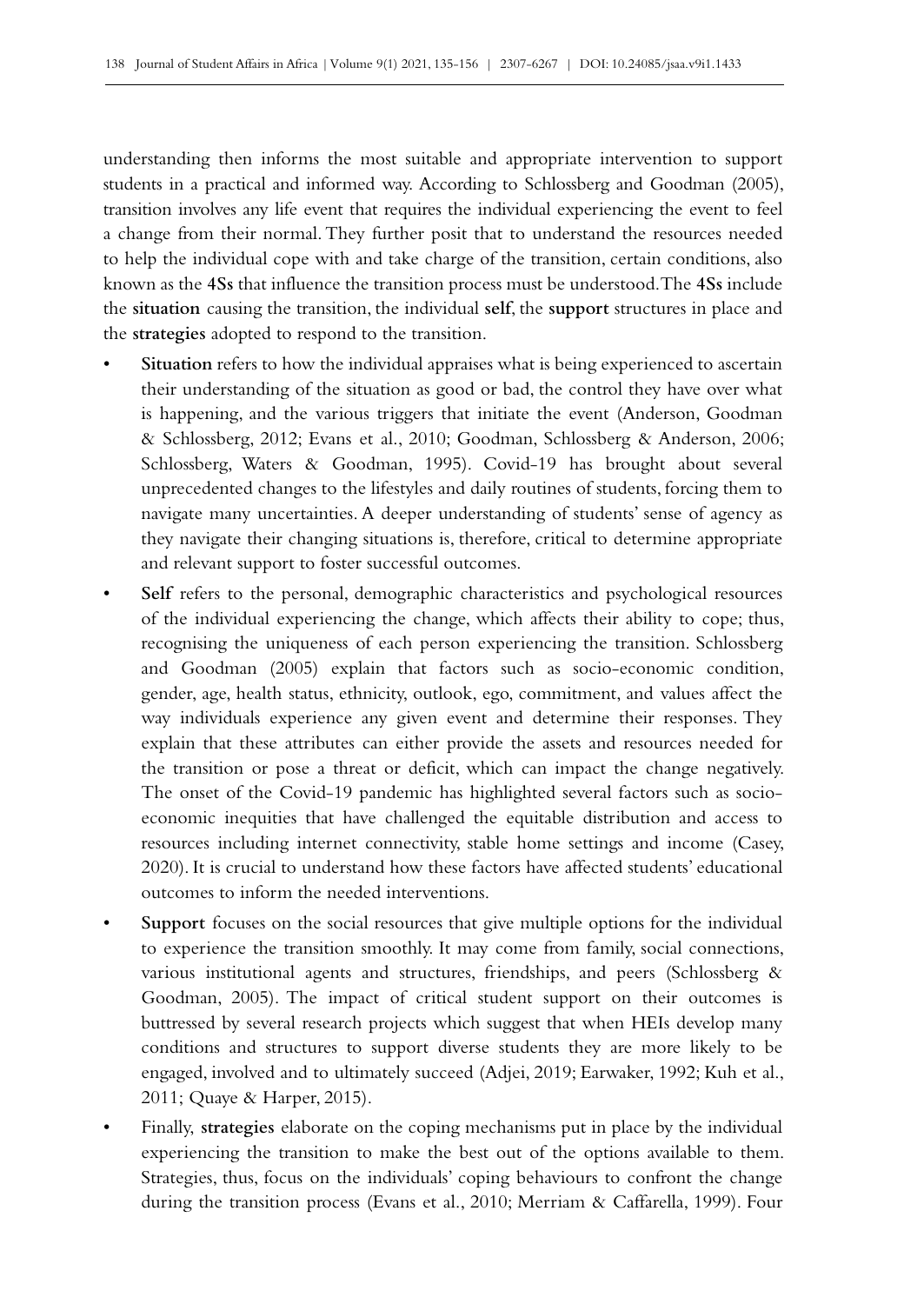understanding then informs the most suitable and appropriate intervention to support students in a practical and informed way. According to Schlossberg and Goodman (2005), transition involves any life event that requires the individual experiencing the event to feel a change from their normal. They further posit that to understand the resources needed to help the individual cope with and take charge of the transition, certain conditions, also known as the **4Ss** that influence the transition process must be understood. The **4Ss** include the **situation** causing the transition, the individual **self**, the **support** structures in place and the **strategies** adopted to respond to the transition.

- **Situation** refers to how the individual appraises what is being experienced to ascertain their understanding of the situation as good or bad, the control they have over what is happening, and the various triggers that initiate the event (Anderson, Goodman & Schlossberg, 2012; Evans et al., 2010; Goodman, Schlossberg & Anderson, 2006; Schlossberg, Waters & Goodman, 1995). Covid-19 has brought about several unprecedented changes to the lifestyles and daily routines of students, forcing them to navigate many uncertainties. A deeper understanding of students' sense of agency as they navigate their changing situations is, therefore, critical to determine appropriate and relevant support to foster successful outcomes.
- **Self** refers to the personal, demographic characteristics and psychological resources of the individual experiencing the change, which affects their ability to cope; thus, recognising the uniqueness of each person experiencing the transition. Schlossberg and Goodman (2005) explain that factors such as socio-economic condition, gender, age, health status, ethnicity, outlook, ego, commitment, and values affect the way individuals experience any given event and determine their responses. They explain that these attributes can either provide the assets and resources needed for the transition or pose a threat or deficit, which can impact the change negatively. The onset of the Covid-19 pandemic has highlighted several factors such as socio-economic inequities that have challenged the equitable distribution and access to resources including internet connectivity, stable home settings and income (Casey, 2020). It is crucial to understand how these factors have affected students' educational outcomes to inform the needed interventions.
- **Support** focuses on the social resources that give multiple options for the individual to experience the transition smoothly. It may come from family, social connections, various institutional agents and structures, friendships, and peers (Schlossberg & Goodman, 2005). The impact of critical student support on their outcomes is buttressed by several research projects which suggest that when HEIs develop many conditions and structures to support diverse students they are more likely to be engaged, involved and to ultimately succeed (Adjei, 2019; Earwaker, 1992; Kuh et al., 2011; Quaye & Harper, 2015).
- Finally, **strategies** elaborate on the coping mechanisms put in place by the individual experiencing the transition to make the best out of the options available to them. Strategies, thus, focus on the individuals' coping behaviours to confront the change during the transition process (Evans et al., 2010; Merriam & Caffarella, 1999). Four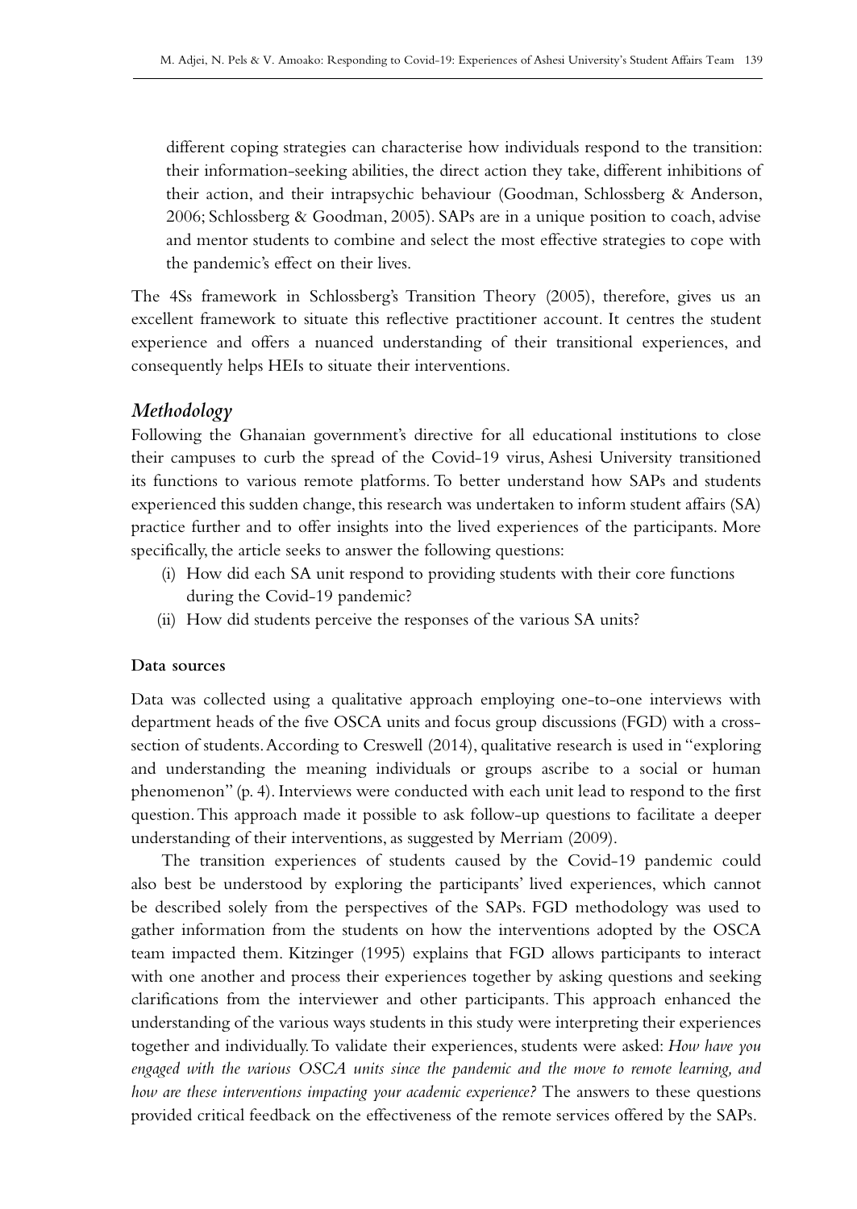different coping strategies can characterise how individuals respond to the transition: their information-seeking abilities, the direct action they take, different inhibitions of their action, and their intrapsychic behaviour (Goodman, Schlossberg & Anderson, 2006; Schlossberg & Goodman, 2005). SAPs are in a unique position to coach, advise and mentor students to combine and select the most effective strategies to cope with the pandemic's effect on their lives.

The 4Ss framework in Schlossberg's Transition Theory (2005), therefore, gives us an excellent framework to situate this reflective practitioner account. It centres the student experience and offers a nuanced understanding of their transitional experiences, and consequently helps HEIs to situate their interventions.

## *Methodology*

Following the Ghanaian government's directive for all educational institutions to close their campuses to curb the spread of the Covid-19 virus, Ashesi University transitioned its functions to various remote platforms. To better understand how SAPs and students experienced this sudden change, this research was undertaken to inform student affairs (SA) practice further and to offer insights into the lived experiences of the participants. More specifically, the article seeks to answer the following questions:

(i) How did each SA unit respond to providing students with their core functions during the Covid-19 pandemic?
(ii) How did students perceive the responses of the various SA units?

### Data sources

Data was collected using a qualitative approach employing one-to-one interviews with department heads of the five OSCA units and focus group discussions (FGD) with a cross-section of students. According to Creswell (2014), qualitative research is used in "exploring and understanding the meaning individuals or groups ascribe to a social or human phenomenon" (p. 4). Interviews were conducted with each unit lead to respond to the first question. This approach made it possible to ask follow-up questions to facilitate a deeper understanding of their interventions, as suggested by Merriam (2009).

The transition experiences of students caused by the Covid-19 pandemic could also best be understood by exploring the participants' lived experiences, which cannot be described solely from the perspectives of the SAPs. FGD methodology was used to gather information from the students on how the interventions adopted by the OSCA team impacted them. Kitzinger (1995) explains that FGD allows participants to interact with one another and process their experiences together by asking questions and seeking clarifications from the interviewer and other participants. This approach enhanced the understanding of the various ways students in this study were interpreting their experiences together and individually. To validate their experiences, students were asked: *How have you engaged with the various OSCA units since the pandemic and the move to remote learning, and how are these interventions impacting your academic experience?* The answers to these questions provided critical feedback on the effectiveness of the remote services offered by the SAPs.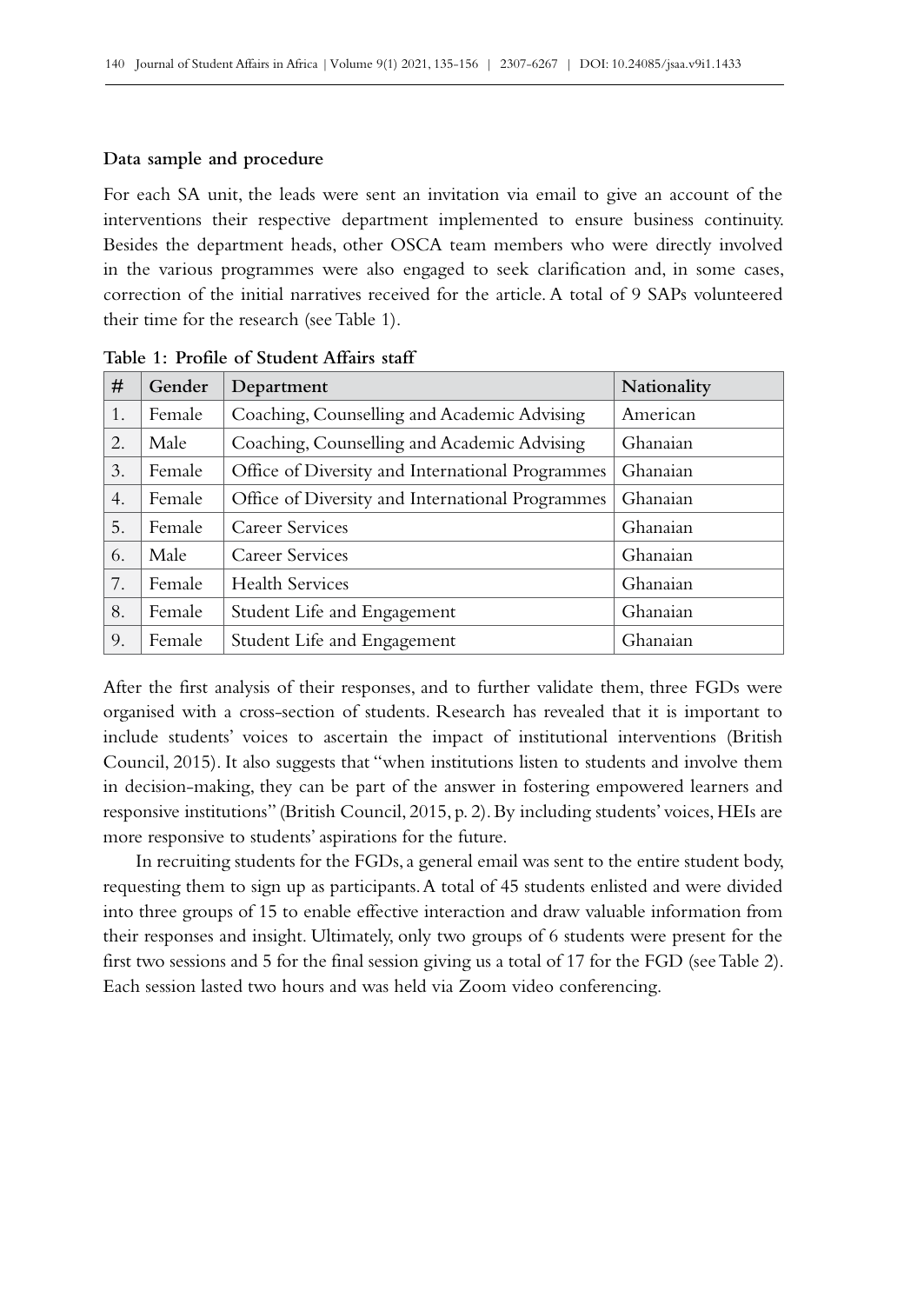### Data sample and procedure

For each SA unit, the leads were sent an invitation via email to give an account of the interventions their respective department implemented to ensure business continuity. Besides the department heads, other OSCA team members who were directly involved in the various programmes were also engaged to seek clarification and, in some cases, correction of the initial narratives received for the article. A total of 9 SAPs volunteered their time for the research (see Table 1).

**Table 1: Profile of Student Affairs staff**

| # | Gender | Department | Nationality |
|---|---|---|---|
| 1. | Female | Coaching, Counselling and Academic Advising | American |
| 2. | Male | Coaching, Counselling and Academic Advising | Ghanaian |
| 3. | Female | Office of Diversity and International Programmes | Ghanaian |
| 4. | Female | Office of Diversity and International Programmes | Ghanaian |
| 5. | Female | Career Services | Ghanaian |
| 6. | Male | Career Services | Ghanaian |
| 7. | Female | Health Services | Ghanaian |
| 8. | Female | Student Life and Engagement | Ghanaian |
| 9. | Female | Student Life and Engagement | Ghanaian |

After the first analysis of their responses, and to further validate them, three FGDs were organised with a cross-section of students. Research has revealed that it is important to include students' voices to ascertain the impact of institutional interventions (British Council, 2015). It also suggests that "when institutions listen to students and involve them in decision-making, they can be part of the answer in fostering empowered learners and responsive institutions" (British Council, 2015, p. 2). By including students' voices, HEIs are more responsive to students' aspirations for the future.

In recruiting students for the FGDs, a general email was sent to the entire student body, requesting them to sign up as participants. A total of 45 students enlisted and were divided into three groups of 15 to enable effective interaction and draw valuable information from their responses and insight. Ultimately, only two groups of 6 students were present for the first two sessions and 5 for the final session giving us a total of 17 for the FGD (see Table 2). Each session lasted two hours and was held via Zoom video conferencing.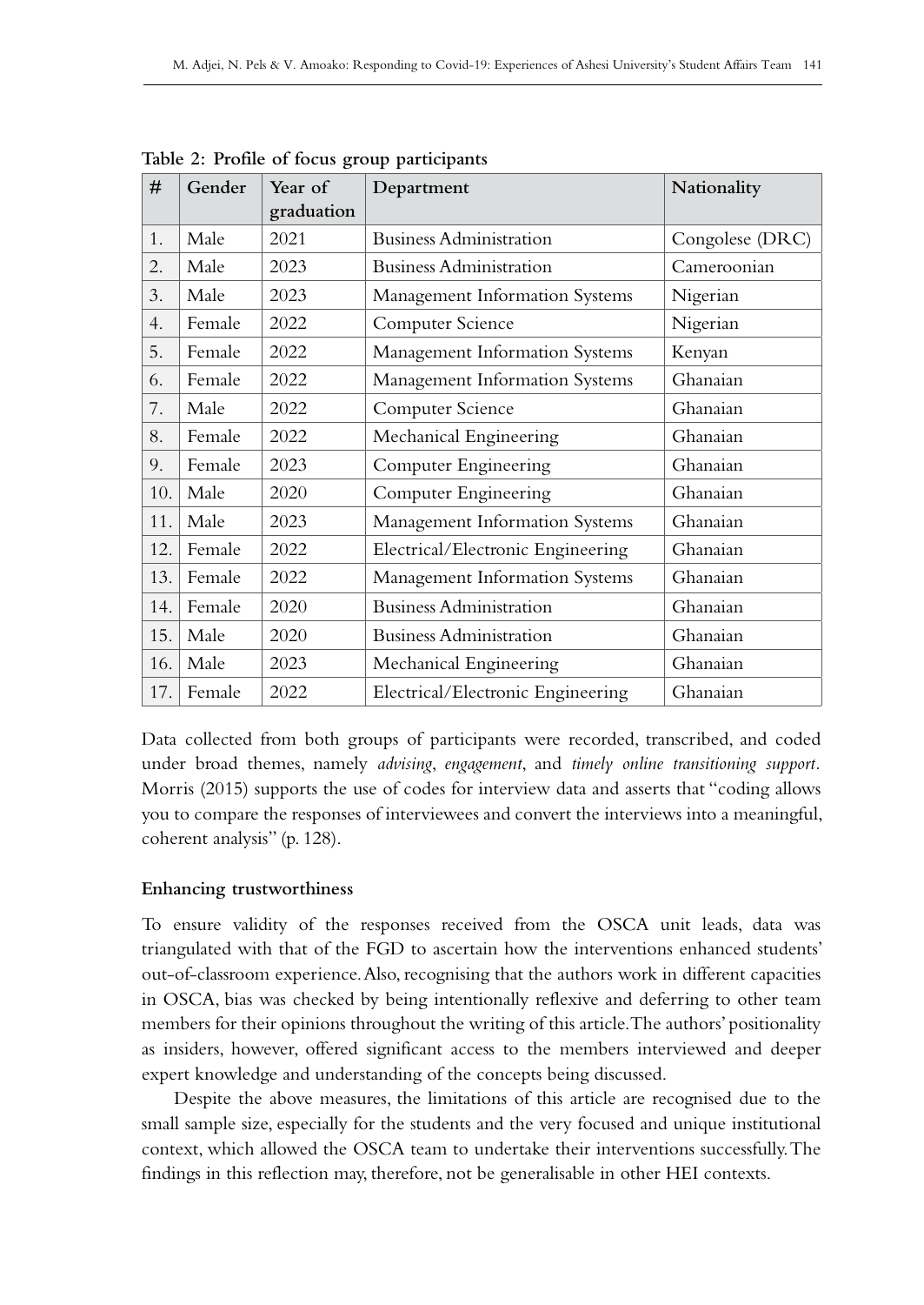**Table 2: Profile of focus group participants**

| # | Gender | Year of graduation | Department | Nationality |
|---|---|---|---|---|
| 1. | Male | 2021 | Business Administration | Congolese (DRC) |
| 2. | Male | 2023 | Business Administration | Cameroonian |
| 3. | Male | 2023 | Management Information Systems | Nigerian |
| 4. | Female | 2022 | Computer Science | Nigerian |
| 5. | Female | 2022 | Management Information Systems | Kenyan |
| 6. | Female | 2022 | Management Information Systems | Ghanaian |
| 7. | Male | 2022 | Computer Science | Ghanaian |
| 8. | Female | 2022 | Mechanical Engineering | Ghanaian |
| 9. | Female | 2023 | Computer Engineering | Ghanaian |
| 10. | Male | 2020 | Computer Engineering | Ghanaian |
| 11. | Male | 2023 | Management Information Systems | Ghanaian |
| 12. | Female | 2022 | Electrical/Electronic Engineering | Ghanaian |
| 13. | Female | 2022 | Management Information Systems | Ghanaian |
| 14. | Female | 2020 | Business Administration | Ghanaian |
| 15. | Male | 2020 | Business Administration | Ghanaian |
| 16. | Male | 2023 | Mechanical Engineering | Ghanaian |
| 17. | Female | 2022 | Electrical/Electronic Engineering | Ghanaian |

Data collected from both groups of participants were recorded, transcribed, and coded under broad themes, namely *advising*, *engagement*, and *timely online transitioning support*. Morris (2015) supports the use of codes for interview data and asserts that "coding allows you to compare the responses of interviewees and convert the interviews into a meaningful, coherent analysis" (p. 128).

### Enhancing trustworthiness

To ensure validity of the responses received from the OSCA unit leads, data was triangulated with that of the FGD to ascertain how the interventions enhanced students' out-of-classroom experience. Also, recognising that the authors work in different capacities in OSCA, bias was checked by being intentionally reflexive and deferring to other team members for their opinions throughout the writing of this article. The authors' positionality as insiders, however, offered significant access to the members interviewed and deeper expert knowledge and understanding of the concepts being discussed.

Despite the above measures, the limitations of this article are recognised due to the small sample size, especially for the students and the very focused and unique institutional context, which allowed the OSCA team to undertake their interventions successfully. The findings in this reflection may, therefore, not be generalisable in other HEI contexts.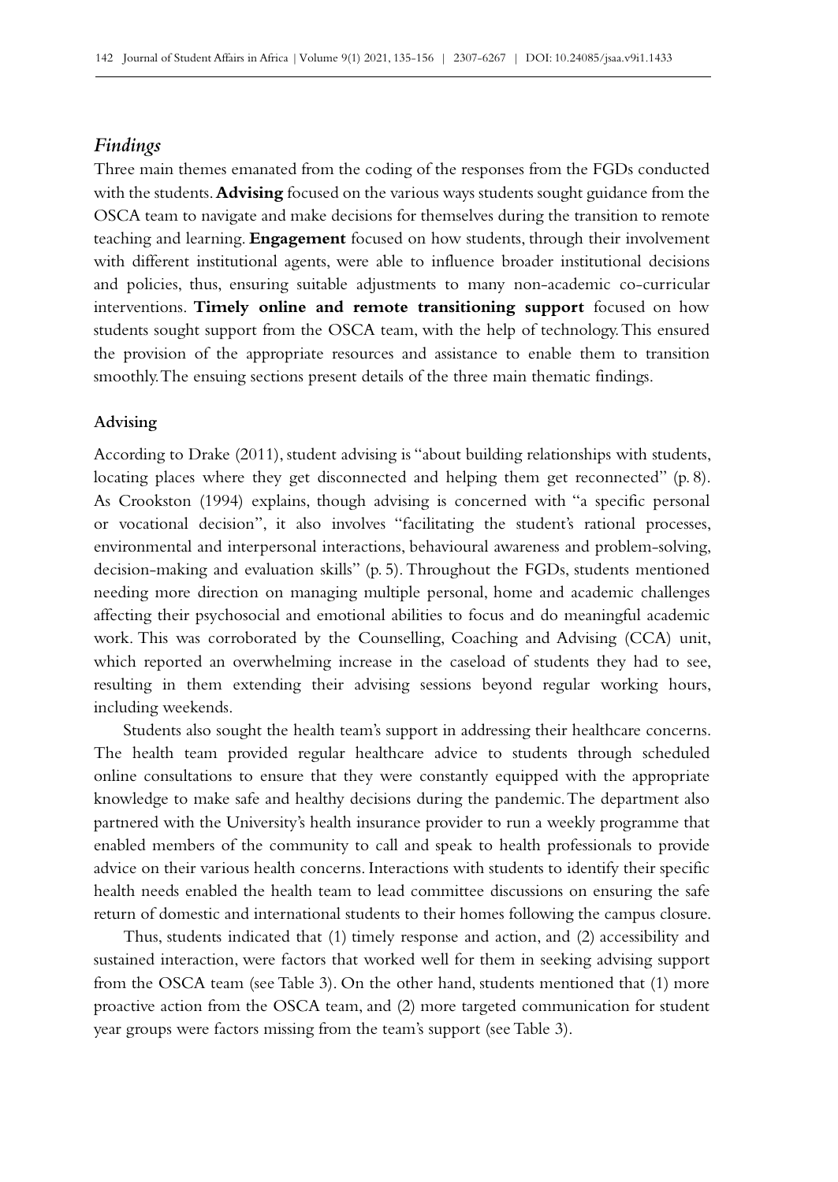## *Findings*

Three main themes emanated from the coding of the responses from the FGDs conducted with the students. **Advising** focused on the various ways students sought guidance from the OSCA team to navigate and make decisions for themselves during the transition to remote teaching and learning. **Engagement** focused on how students, through their involvement with different institutional agents, were able to influence broader institutional decisions and policies, thus, ensuring suitable adjustments to many non-academic co-curricular interventions. **Timely online and remote transitioning support** focused on how students sought support from the OSCA team, with the help of technology. This ensured the provision of the appropriate resources and assistance to enable them to transition smoothly. The ensuing sections present details of the three main thematic findings.

### Advising

According to Drake (2011), student advising is "about building relationships with students, locating places where they get disconnected and helping them get reconnected" (p. 8). As Crookston (1994) explains, though advising is concerned with "a specific personal or vocational decision", it also involves "facilitating the student's rational processes, environmental and interpersonal interactions, behavioural awareness and problem-solving, decision-making and evaluation skills" (p. 5). Throughout the FGDs, students mentioned needing more direction on managing multiple personal, home and academic challenges affecting their psychosocial and emotional abilities to focus and do meaningful academic work. This was corroborated by the Counselling, Coaching and Advising (CCA) unit, which reported an overwhelming increase in the caseload of students they had to see, resulting in them extending their advising sessions beyond regular working hours, including weekends.

Students also sought the health team's support in addressing their healthcare concerns. The health team provided regular healthcare advice to students through scheduled online consultations to ensure that they were constantly equipped with the appropriate knowledge to make safe and healthy decisions during the pandemic. The department also partnered with the University's health insurance provider to run a weekly programme that enabled members of the community to call and speak to health professionals to provide advice on their various health concerns. Interactions with students to identify their specific health needs enabled the health team to lead committee discussions on ensuring the safe return of domestic and international students to their homes following the campus closure.

Thus, students indicated that (1) timely response and action, and (2) accessibility and sustained interaction, were factors that worked well for them in seeking advising support from the OSCA team (see Table 3). On the other hand, students mentioned that (1) more proactive action from the OSCA team, and (2) more targeted communication for student year groups were factors missing from the team's support (see Table 3).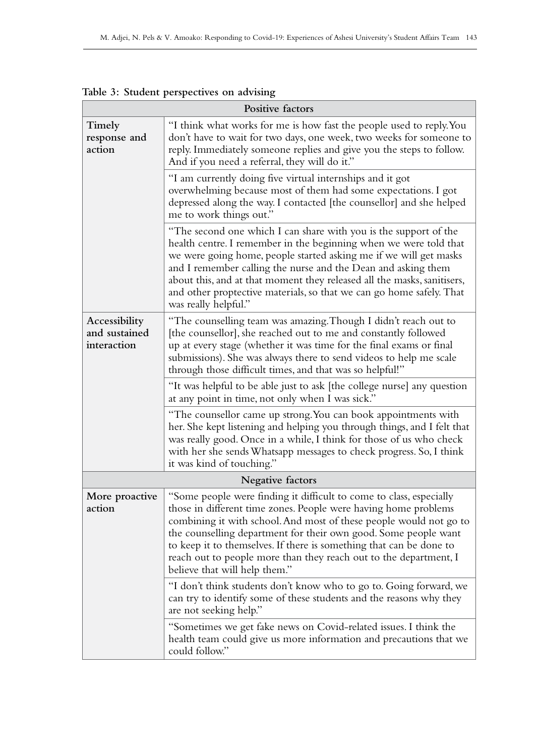**Table 3: Student perspectives on advising**

| Positive factors | |
|---|---|
| **Timely response and action** | "I think what works for me is how fast the people used to reply. You don't have to wait for two days, one week, two weeks for someone to reply. Immediately someone replies and give you the steps to follow. And if you need a referral, they will do it." |
| | "I am currently doing five virtual internships and it got overwhelming because most of them had some expectations. I got depressed along the way. I contacted [the counsellor] and she helped me to work things out." |
| | "The second one which I can share with you is the support of the health centre. I remember in the beginning when we were told that we were going home, people started asking me if we will get masks and I remember calling the nurse and the Dean and asking them about this, and at that moment they released all the masks, sanitisers, and other proptective materials, so that we can go home safely. That was really helpful." |
| **Accessibility and sustained interaction** | "The counselling team was amazing. Though I didn't reach out to [the counsellor], she reached out to me and constantly followed up at every stage (whether it was time for the final exams or final submissions). She was always there to send videos to help me scale through those difficult times, and that was so helpful!" |
| | "It was helpful to be able just to ask [the college nurse] any question at any point in time, not only when I was sick." |
| | "The counsellor came up strong. You can book appointments with her. She kept listening and helping you through things, and I felt that was really good. Once in a while, I think for those of us who check with her she sends Whatsapp messages to check progress. So, I think it was kind of touching." |
| **Negative factors** | |
| **More proactive action** | "Some people were finding it difficult to come to class, especially those in different time zones. People were having home problems combining it with school. And most of these people would not go to the counselling department for their own good. Some people want to keep it to themselves. If there is something that can be done to reach out to people more than they reach out to the department, I believe that will help them." |
| | "I don't think students don't know who to go to. Going forward, we can try to identify some of these students and the reasons why they are not seeking help." |
| | "Sometimes we get fake news on Covid-related issues. I think the health team could give us more information and precautions that we could follow." |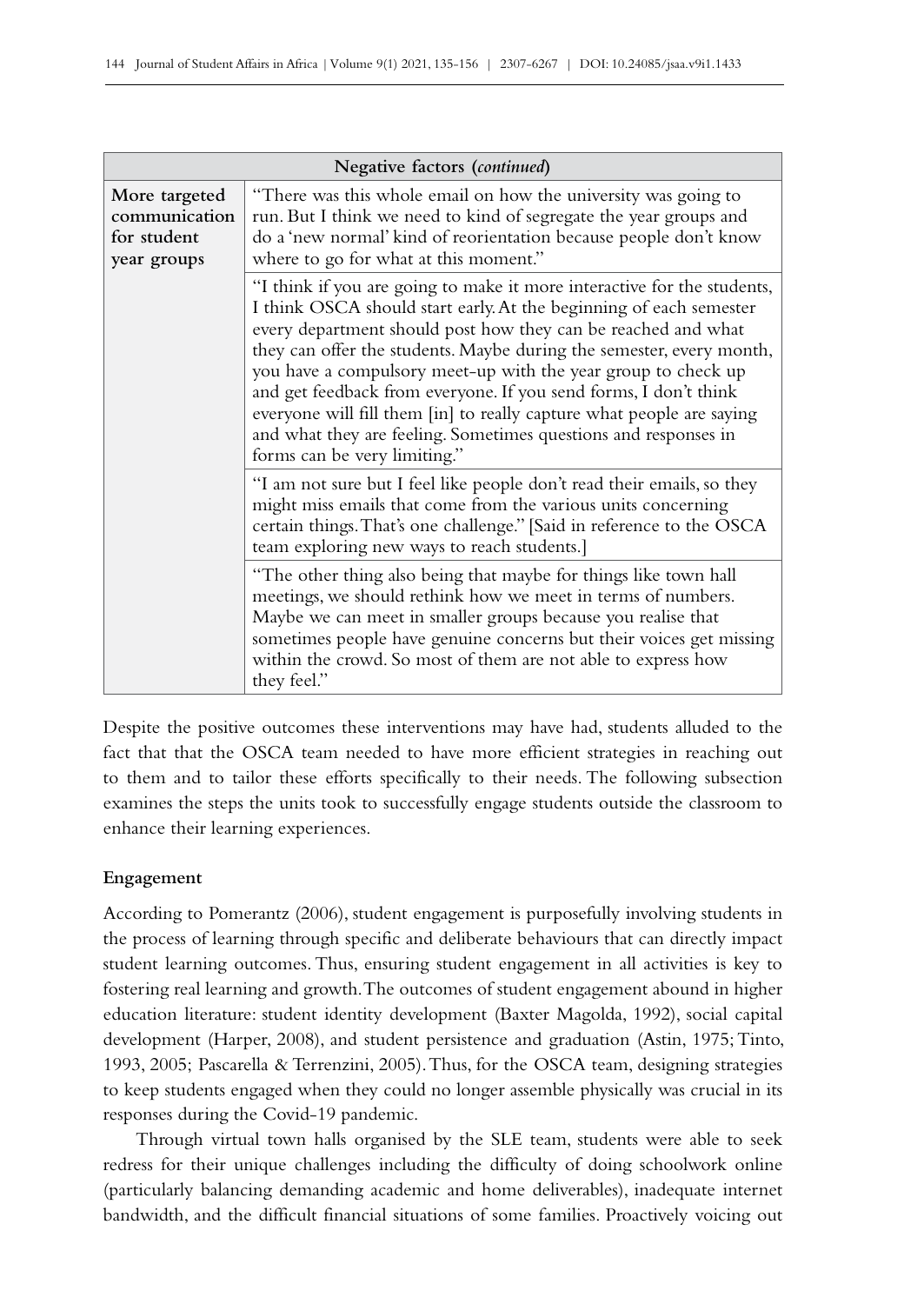| Negative factors (*continued*) | |
|---|---|
| **More targeted communication for student year groups** | "There was this whole email on how the university was going to run. But I think we need to kind of segregate the year groups and do a 'new normal' kind of reorientation because people don't know where to go for what at this moment." |
| | "I think if you are going to make it more interactive for the students, I think OSCA should start early. At the beginning of each semester every department should post how they can be reached and what they can offer the students. Maybe during the semester, every month, you have a compulsory meet-up with the year group to check up and get feedback from everyone. If you send forms, I don't think everyone will fill them [in] to really capture what people are saying and what they are feeling. Sometimes questions and responses in forms can be very limiting." |
| | "I am not sure but I feel like people don't read their emails, so they might miss emails that come from the various units concerning certain things. That's one challenge." [Said in reference to the OSCA team exploring new ways to reach students.] |
| | "The other thing also being that maybe for things like town hall meetings, we should rethink how we meet in terms of numbers. Maybe we can meet in smaller groups because you realise that sometimes people have genuine concerns but their voices get missing within the crowd. So most of them are not able to express how they feel." |

Despite the positive outcomes these interventions may have had, students alluded to the fact that that the OSCA team needed to have more efficient strategies in reaching out to them and to tailor these efforts specifically to their needs. The following subsection examines the steps the units took to successfully engage students outside the classroom to enhance their learning experiences.

### Engagement

According to Pomerantz (2006), student engagement is purposefully involving students in the process of learning through specific and deliberate behaviours that can directly impact student learning outcomes. Thus, ensuring student engagement in all activities is key to fostering real learning and growth. The outcomes of student engagement abound in higher education literature: student identity development (Baxter Magolda, 1992), social capital development (Harper, 2008), and student persistence and graduation (Astin, 1975; Tinto, 1993, 2005; Pascarella & Terrenzini, 2005). Thus, for the OSCA team, designing strategies to keep students engaged when they could no longer assemble physically was crucial in its responses during the Covid-19 pandemic.

Through virtual town halls organised by the SLE team, students were able to seek redress for their unique challenges including the difficulty of doing schoolwork online (particularly balancing demanding academic and home deliverables), inadequate internet bandwidth, and the difficult financial situations of some families. Proactively voicing out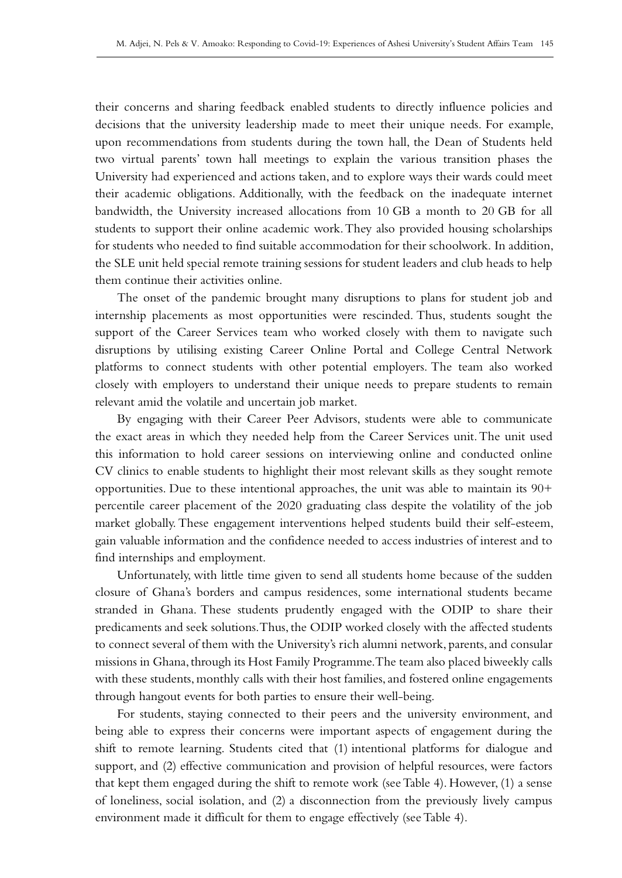their concerns and sharing feedback enabled students to directly influence policies and decisions that the university leadership made to meet their unique needs. For example, upon recommendations from students during the town hall, the Dean of Students held two virtual parents' town hall meetings to explain the various transition phases the University had experienced and actions taken, and to explore ways their wards could meet their academic obligations. Additionally, with the feedback on the inadequate internet bandwidth, the University increased allocations from 10 GB a month to 20 GB for all students to support their online academic work. They also provided housing scholarships for students who needed to find suitable accommodation for their schoolwork. In addition, the SLE unit held special remote training sessions for student leaders and club heads to help them continue their activities online.

The onset of the pandemic brought many disruptions to plans for student job and internship placements as most opportunities were rescinded. Thus, students sought the support of the Career Services team who worked closely with them to navigate such disruptions by utilising existing Career Online Portal and College Central Network platforms to connect students with other potential employers. The team also worked closely with employers to understand their unique needs to prepare students to remain relevant amid the volatile and uncertain job market.

By engaging with their Career Peer Advisors, students were able to communicate the exact areas in which they needed help from the Career Services unit. The unit used this information to hold career sessions on interviewing online and conducted online CV clinics to enable students to highlight their most relevant skills as they sought remote opportunities. Due to these intentional approaches, the unit was able to maintain its 90+ percentile career placement of the 2020 graduating class despite the volatility of the job market globally. These engagement interventions helped students build their self-esteem, gain valuable information and the confidence needed to access industries of interest and to find internships and employment.

Unfortunately, with little time given to send all students home because of the sudden closure of Ghana's borders and campus residences, some international students became stranded in Ghana. These students prudently engaged with the ODIP to share their predicaments and seek solutions. Thus, the ODIP worked closely with the affected students to connect several of them with the University's rich alumni network, parents, and consular missions in Ghana, through its Host Family Programme. The team also placed biweekly calls with these students, monthly calls with their host families, and fostered online engagements through hangout events for both parties to ensure their well-being.

For students, staying connected to their peers and the university environment, and being able to express their concerns were important aspects of engagement during the shift to remote learning. Students cited that (1) intentional platforms for dialogue and support, and (2) effective communication and provision of helpful resources, were factors that kept them engaged during the shift to remote work (see Table 4). However, (1) a sense of loneliness, social isolation, and (2) a disconnection from the previously lively campus environment made it difficult for them to engage effectively (see Table 4).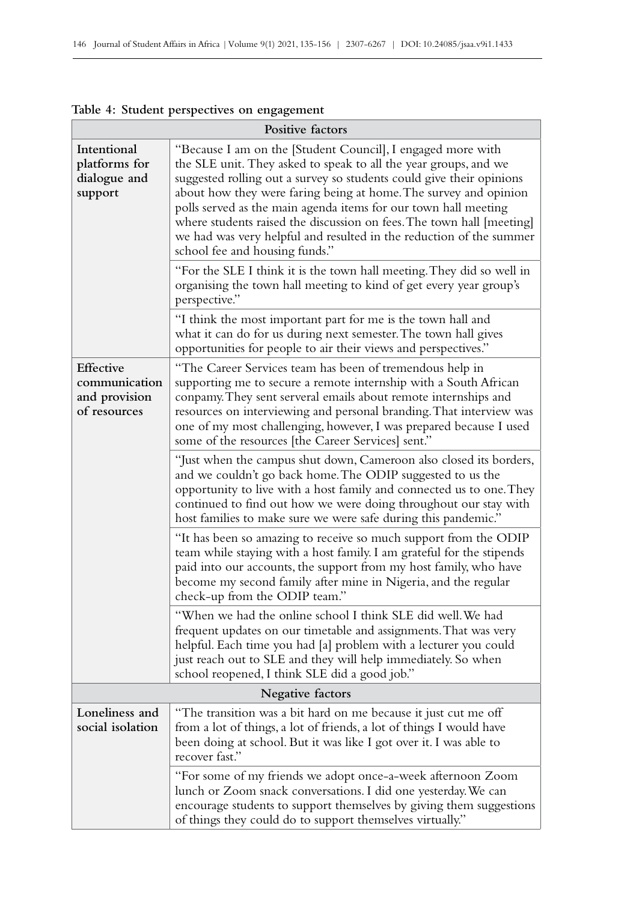**Table 4: Student perspectives on engagement**

| Positive factors | |
|---|---|
| **Intentional platforms for dialogue and support** | "Because I am on the [Student Council], I engaged more with the SLE unit. They asked to speak to all the year groups, and we suggested rolling out a survey so students could give their opinions about how they were faring being at home. The survey and opinion polls served as the main agenda items for our town hall meeting where students raised the discussion on fees. The town hall [meeting] we had was very helpful and resulted in the reduction of the summer school fee and housing funds." |
| | "For the SLE I think it is the town hall meeting. They did so well in organising the town hall meeting to kind of get every year group's perspective." |
| | "I think the most important part for me is the town hall and what it can do for us during next semester. The town hall gives opportunities for people to air their views and perspectives." |
| **Effective communication and provision of resources** | "The Career Services team has been of tremendous help in supporting me to secure a remote internship with a South African conpamy. They sent serveral emails about remote internships and resources on interviewing and personal branding. That interview was one of my most challenging, however, I was prepared because I used some of the resources [the Career Services] sent." |
| | "Just when the campus shut down, Cameroon also closed its borders, and we couldn't go back home. The ODIP suggested to us the opportunity to live with a host family and connected us to one. They continued to find out how we were doing throughout our stay with host families to make sure we were safe during this pandemic." |
| | "It has been so amazing to receive so much support from the ODIP team while staying with a host family. I am grateful for the stipends paid into our accounts, the support from my host family, who have become my second family after mine in Nigeria, and the regular check-up from the ODIP team." |
| | "When we had the online school I think SLE did well. We had frequent updates on our timetable and assignments. That was very helpful. Each time you had [a] problem with a lecturer you could just reach out to SLE and they will help immediately. So when school reopened, I think SLE did a good job." |
| **Negative factors** | |
| **Loneliness and social isolation** | "The transition was a bit hard on me because it just cut me off from a lot of things, a lot of friends, a lot of things I would have been doing at school. But it was like I got over it. I was able to recover fast." |
| | "For some of my friends we adopt once-a-week afternoon Zoom lunch or Zoom snack conversations. I did one yesterday. We can encourage students to support themselves by giving them suggestions of things they could do to support themselves virtually." |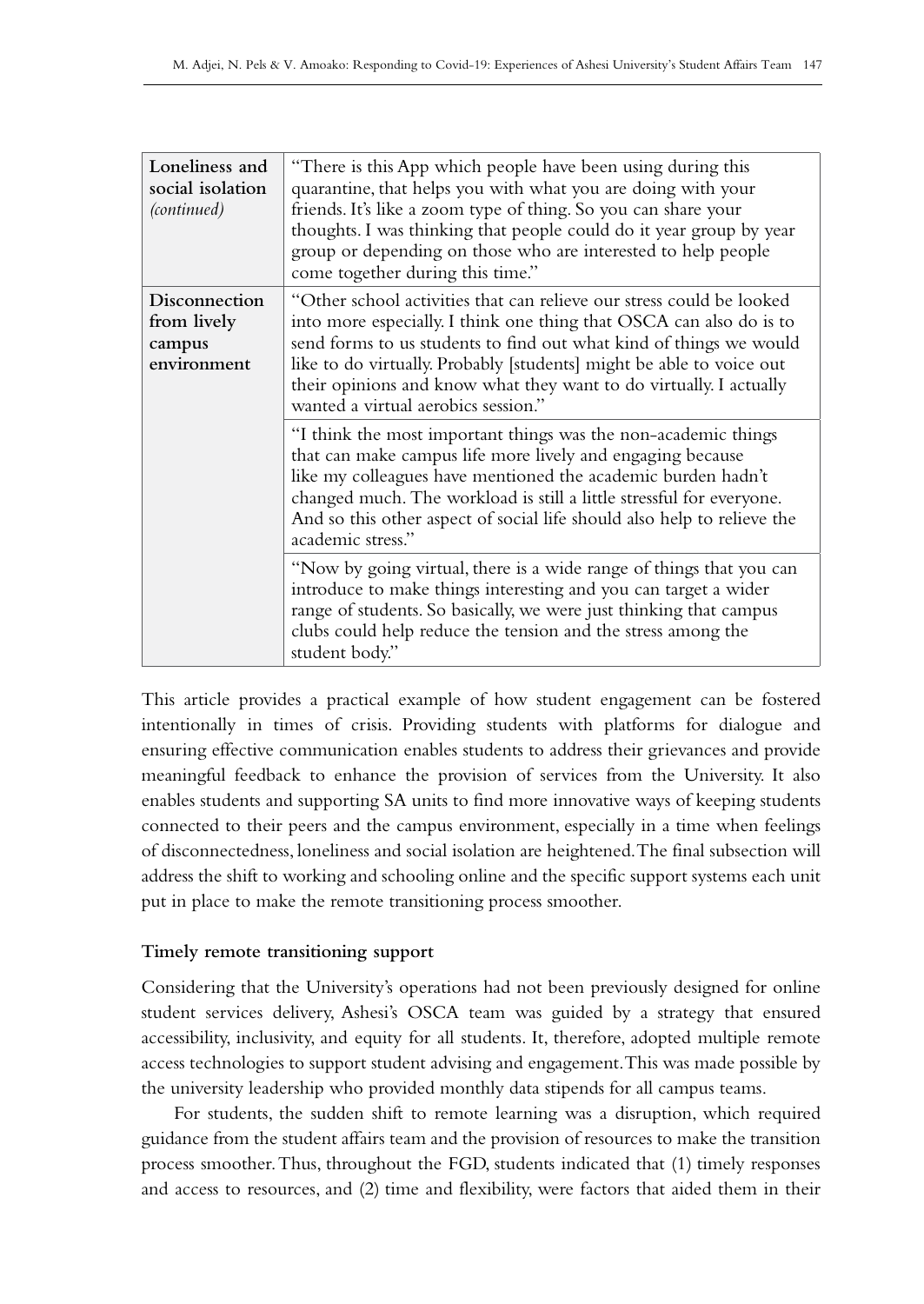| Loneliness and social isolation *(continued)* | "There is this App which people have been using during this quarantine, that helps you with what you are doing with your friends. It's like a zoom type of thing. So you can share your thoughts. I was thinking that people could do it year group by year group or depending on those who are interested to help people come together during this time." |
|---|---|
| **Disconnection from lively campus environment** | "Other school activities that can relieve our stress could be looked into more especially. I think one thing that OSCA can also do is to send forms to us students to find out what kind of things we would like to do virtually. Probably [students] might be able to voice out their opinions and know what they want to do virtually. I actually wanted a virtual aerobics session." |
| | "I think the most important things was the non-academic things that can make campus life more lively and engaging because like my colleagues have mentioned the academic burden hadn't changed much. The workload is still a little stressful for everyone. And so this other aspect of social life should also help to relieve the academic stress." |
| | "Now by going virtual, there is a wide range of things that you can introduce to make things interesting and you can target a wider range of students. So basically, we were just thinking that campus clubs could help reduce the tension and the stress among the student body." |

This article provides a practical example of how student engagement can be fostered intentionally in times of crisis. Providing students with platforms for dialogue and ensuring effective communication enables students to address their grievances and provide meaningful feedback to enhance the provision of services from the University. It also enables students and supporting SA units to find more innovative ways of keeping students connected to their peers and the campus environment, especially in a time when feelings of disconnectedness, loneliness and social isolation are heightened. The final subsection will address the shift to working and schooling online and the specific support systems each unit put in place to make the remote transitioning process smoother.

**Timely remote transitioning support**

Considering that the University's operations had not been previously designed for online student services delivery, Ashesi's OSCA team was guided by a strategy that ensured accessibility, inclusivity, and equity for all students. It, therefore, adopted multiple remote access technologies to support student advising and engagement. This was made possible by the university leadership who provided monthly data stipends for all campus teams.

For students, the sudden shift to remote learning was a disruption, which required guidance from the student affairs team and the provision of resources to make the transition process smoother. Thus, throughout the FGD, students indicated that (1) timely responses and access to resources, and (2) time and flexibility, were factors that aided them in their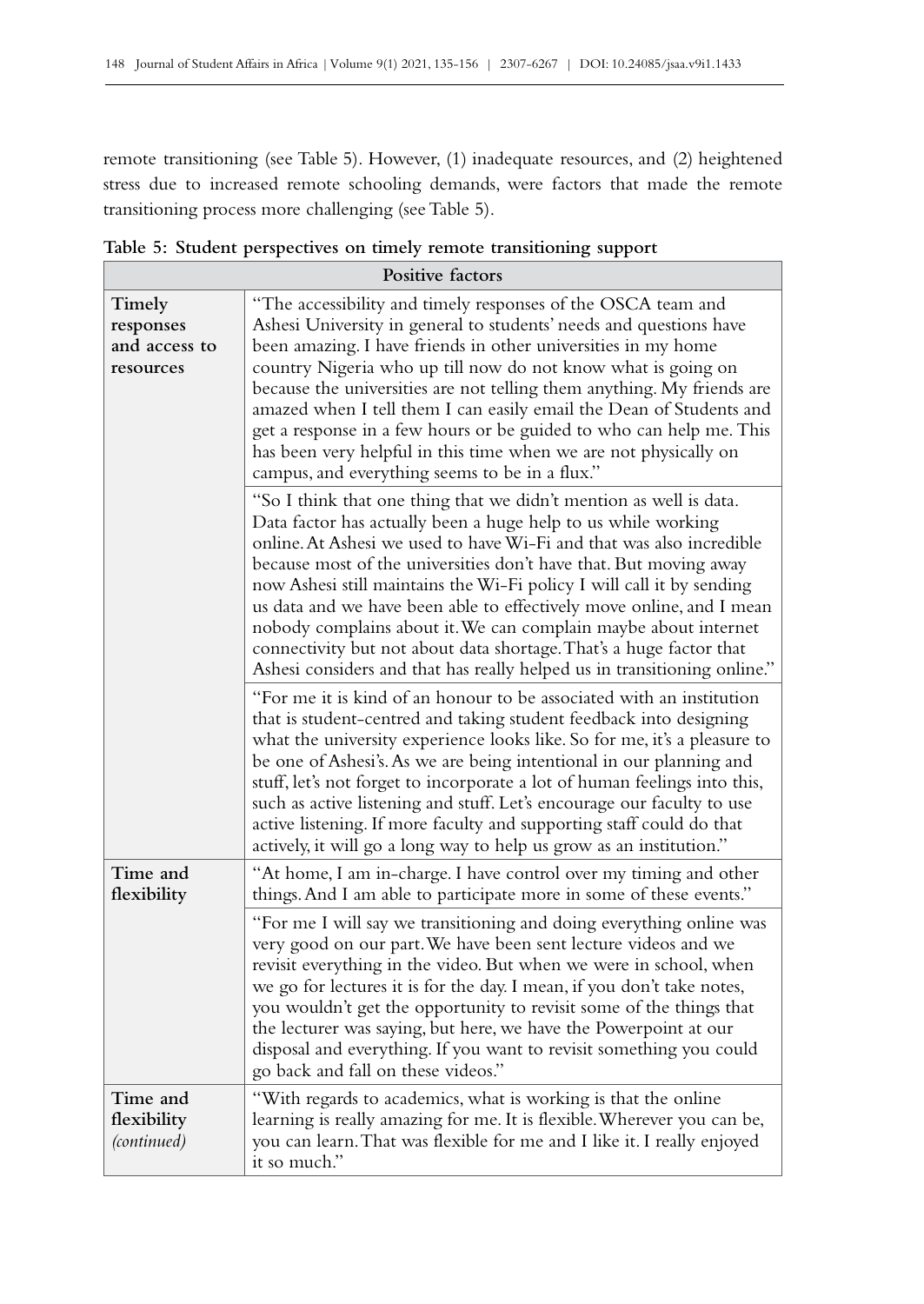remote transitioning (see Table 5). However, (1) inadequate resources, and (2) heightened stress due to increased remote schooling demands, were factors that made the remote transitioning process more challenging (see Table 5).

**Table 5: Student perspectives on timely remote transitioning support**

| Positive factors | |
|---|---|
| **Timely responses and access to resources** | "The accessibility and timely responses of the OSCA team and Ashesi University in general to students' needs and questions have been amazing. I have friends in other universities in my home country Nigeria who up till now do not know what is going on because the universities are not telling them anything. My friends are amazed when I tell them I can easily email the Dean of Students and get a response in a few hours or be guided to who can help me. This has been very helpful in this time when we are not physically on campus, and everything seems to be in a flux." |
| | "So I think that one thing that we didn't mention as well is data. Data factor has actually been a huge help to us while working online. At Ashesi we used to have Wi-Fi and that was also incredible because most of the universities don't have that. But moving away now Ashesi still maintains the Wi-Fi policy I will call it by sending us data and we have been able to effectively move online, and I mean nobody complains about it. We can complain maybe about internet connectivity but not about data shortage. That's a huge factor that Ashesi considers and that has really helped us in transitioning online." |
| | "For me it is kind of an honour to be associated with an institution that is student-centred and taking student feedback into designing what the university experience looks like. So for me, it's a pleasure to be one of Ashesi's. As we are being intentional in our planning and stuff, let's not forget to incorporate a lot of human feelings into this, such as active listening and stuff. Let's encourage our faculty to use active listening. If more faculty and supporting staff could do that actively, it will go a long way to help us grow as an institution." |
| **Time and flexibility** | "At home, I am in-charge. I have control over my timing and other things. And I am able to participate more in some of these events." |
| | "For me I will say we transitioning and doing everything online was very good on our part. We have been sent lecture videos and we revisit everything in the video. But when we were in school, when we go for lectures it is for the day. I mean, if you don't take notes, you wouldn't get the opportunity to revisit some of the things that the lecturer was saying, but here, we have the Powerpoint at our disposal and everything. If you want to revisit something you could go back and fall on these videos." |
| **Time and flexibility** *(continued)* | "With regards to academics, what is working is that the online learning is really amazing for me. It is flexible. Wherever you can be, you can learn. That was flexible for me and I like it. I really enjoyed it so much." |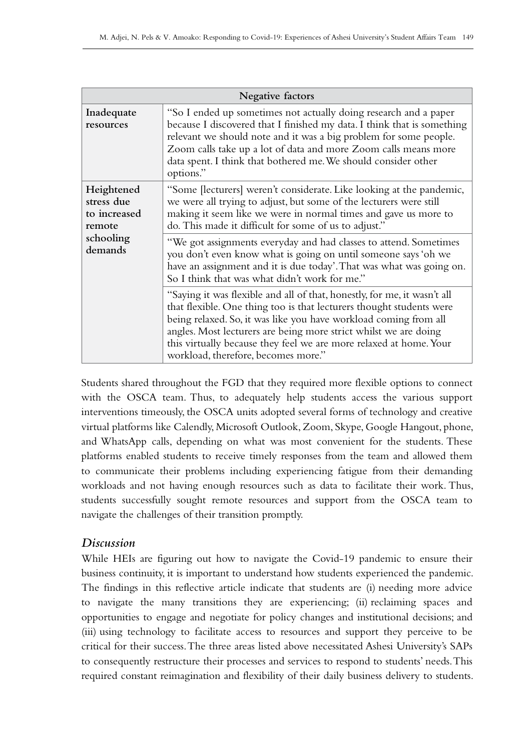| Negative factors | |
|---|---|
| **Inadequate resources** | "So I ended up sometimes not actually doing research and a paper because I discovered that I finished my data. I think that is something relevant we should note and it was a big problem for some people. Zoom calls take up a lot of data and more Zoom calls means more data spent. I think that bothered me. We should consider other options." |
| **Heightened stress due to increased remote schooling demands** | "Some [lecturers] weren't considerate. Like looking at the pandemic, we were all trying to adjust, but some of the lecturers were still making it seem like we were in normal times and gave us more to do. This made it difficult for some of us to adjust." |
| | "We got assignments everyday and had classes to attend. Sometimes you don't even know what is going on until someone says 'oh we have an assignment and it is due today'. That was what was going on. So I think that was what didn't work for me." |
| | "Saying it was flexible and all of that, honestly, for me, it wasn't all that flexible. One thing too is that lecturers thought students were being relaxed. So, it was like you have workload coming from all angles. Most lecturers are being more strict whilst we are doing this virtually because they feel we are more relaxed at home. Your workload, therefore, becomes more." |

Students shared throughout the FGD that they required more flexible options to connect with the OSCA team. Thus, to adequately help students access the various support interventions timeously, the OSCA units adopted several forms of technology and creative virtual platforms like Calendly, Microsoft Outlook, Zoom, Skype, Google Hangout, phone, and WhatsApp calls, depending on what was most convenient for the students. These platforms enabled students to receive timely responses from the team and allowed them to communicate their problems including experiencing fatigue from their demanding workloads and not having enough resources such as data to facilitate their work. Thus, students successfully sought remote resources and support from the OSCA team to navigate the challenges of their transition promptly.

## *Discussion*

While HEIs are figuring out how to navigate the Covid-19 pandemic to ensure their business continuity, it is important to understand how students experienced the pandemic. The findings in this reflective article indicate that students are (i) needing more advice to navigate the many transitions they are experiencing; (ii) reclaiming spaces and opportunities to engage and negotiate for policy changes and institutional decisions; and (iii) using technology to facilitate access to resources and support they perceive to be critical for their success. The three areas listed above necessitated Ashesi University's SAPs to consequently restructure their processes and services to respond to students' needs. This required constant reimagination and flexibility of their daily business delivery to students.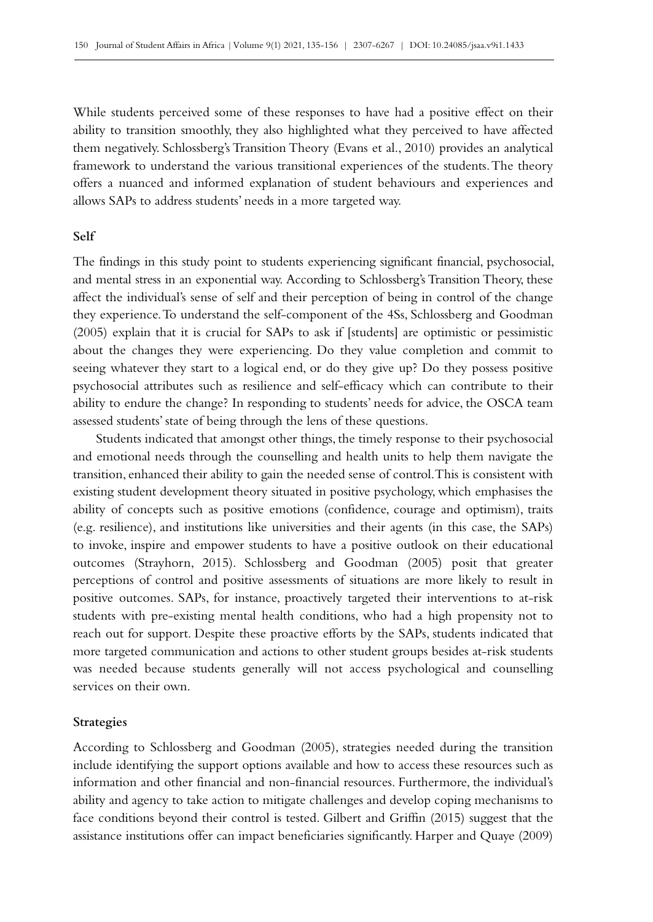While students perceived some of these responses to have had a positive effect on their ability to transition smoothly, they also highlighted what they perceived to have affected them negatively. Schlossberg's Transition Theory (Evans et al., 2010) provides an analytical framework to understand the various transitional experiences of the students. The theory offers a nuanced and informed explanation of student behaviours and experiences and allows SAPs to address students' needs in a more targeted way.

### Self

The findings in this study point to students experiencing significant financial, psychosocial, and mental stress in an exponential way. According to Schlossberg's Transition Theory, these affect the individual's sense of self and their perception of being in control of the change they experience. To understand the self-component of the 4Ss, Schlossberg and Goodman (2005) explain that it is crucial for SAPs to ask if [students] are optimistic or pessimistic about the changes they were experiencing. Do they value completion and commit to seeing whatever they start to a logical end, or do they give up? Do they possess positive psychosocial attributes such as resilience and self-efficacy which can contribute to their ability to endure the change? In responding to students' needs for advice, the OSCA team assessed students' state of being through the lens of these questions.

Students indicated that amongst other things, the timely response to their psychosocial and emotional needs through the counselling and health units to help them navigate the transition, enhanced their ability to gain the needed sense of control. This is consistent with existing student development theory situated in positive psychology, which emphasises the ability of concepts such as positive emotions (confidence, courage and optimism), traits (e.g. resilience), and institutions like universities and their agents (in this case, the SAPs) to invoke, inspire and empower students to have a positive outlook on their educational outcomes (Strayhorn, 2015). Schlossberg and Goodman (2005) posit that greater perceptions of control and positive assessments of situations are more likely to result in positive outcomes. SAPs, for instance, proactively targeted their interventions to at-risk students with pre-existing mental health conditions, who had a high propensity not to reach out for support. Despite these proactive efforts by the SAPs, students indicated that more targeted communication and actions to other student groups besides at-risk students was needed because students generally will not access psychological and counselling services on their own.

### Strategies

According to Schlossberg and Goodman (2005), strategies needed during the transition include identifying the support options available and how to access these resources such as information and other financial and non-financial resources. Furthermore, the individual's ability and agency to take action to mitigate challenges and develop coping mechanisms to face conditions beyond their control is tested. Gilbert and Griffin (2015) suggest that the assistance institutions offer can impact beneficiaries significantly. Harper and Quaye (2009)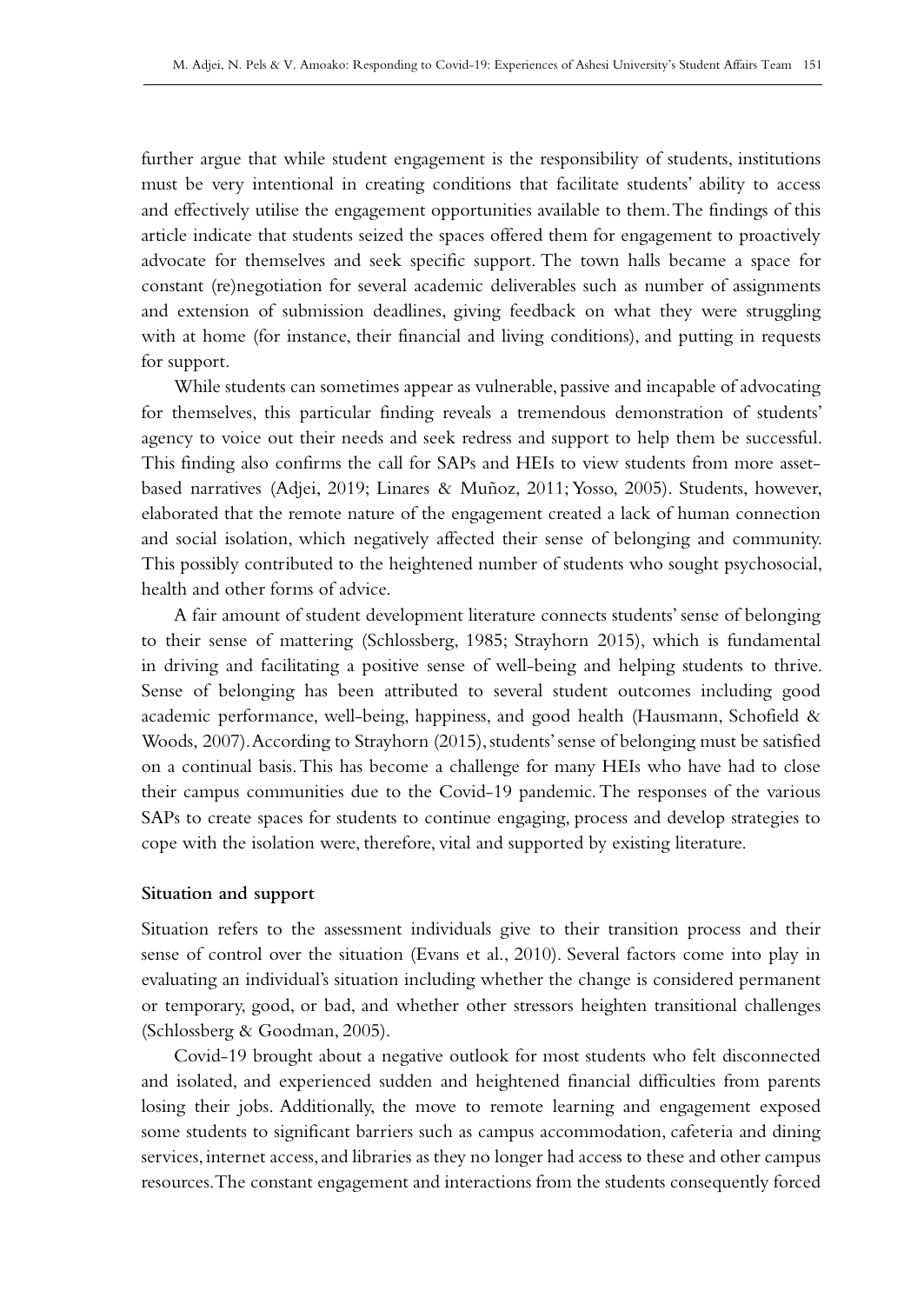further argue that while student engagement is the responsibility of students, institutions must be very intentional in creating conditions that facilitate students' ability to access and effectively utilise the engagement opportunities available to them. The findings of this article indicate that students seized the spaces offered them for engagement to proactively advocate for themselves and seek specific support. The town halls became a space for constant (re)negotiation for several academic deliverables such as number of assignments and extension of submission deadlines, giving feedback on what they were struggling with at home (for instance, their financial and living conditions), and putting in requests for support.

While students can sometimes appear as vulnerable, passive and incapable of advocating for themselves, this particular finding reveals a tremendous demonstration of students' agency to voice out their needs and seek redress and support to help them be successful. This finding also confirms the call for SAPs and HEIs to view students from more asset-based narratives (Adjei, 2019; Linares & Muñoz, 2011; Yosso, 2005). Students, however, elaborated that the remote nature of the engagement created a lack of human connection and social isolation, which negatively affected their sense of belonging and community. This possibly contributed to the heightened number of students who sought psychosocial, health and other forms of advice.

A fair amount of student development literature connects students' sense of belonging to their sense of mattering (Schlossberg, 1985; Strayhorn 2015), which is fundamental in driving and facilitating a positive sense of well-being and helping students to thrive. Sense of belonging has been attributed to several student outcomes including good academic performance, well-being, happiness, and good health (Hausmann, Schofield & Woods, 2007). According to Strayhorn (2015), students' sense of belonging must be satisfied on a continual basis. This has become a challenge for many HEIs who have had to close their campus communities due to the Covid-19 pandemic. The responses of the various SAPs to create spaces for students to continue engaging, process and develop strategies to cope with the isolation were, therefore, vital and supported by existing literature.

**Situation and support**

Situation refers to the assessment individuals give to their transition process and their sense of control over the situation (Evans et al., 2010). Several factors come into play in evaluating an individual's situation including whether the change is considered permanent or temporary, good, or bad, and whether other stressors heighten transitional challenges (Schlossberg & Goodman, 2005).

Covid-19 brought about a negative outlook for most students who felt disconnected and isolated, and experienced sudden and heightened financial difficulties from parents losing their jobs. Additionally, the move to remote learning and engagement exposed some students to significant barriers such as campus accommodation, cafeteria and dining services, internet access, and libraries as they no longer had access to these and other campus resources. The constant engagement and interactions from the students consequently forced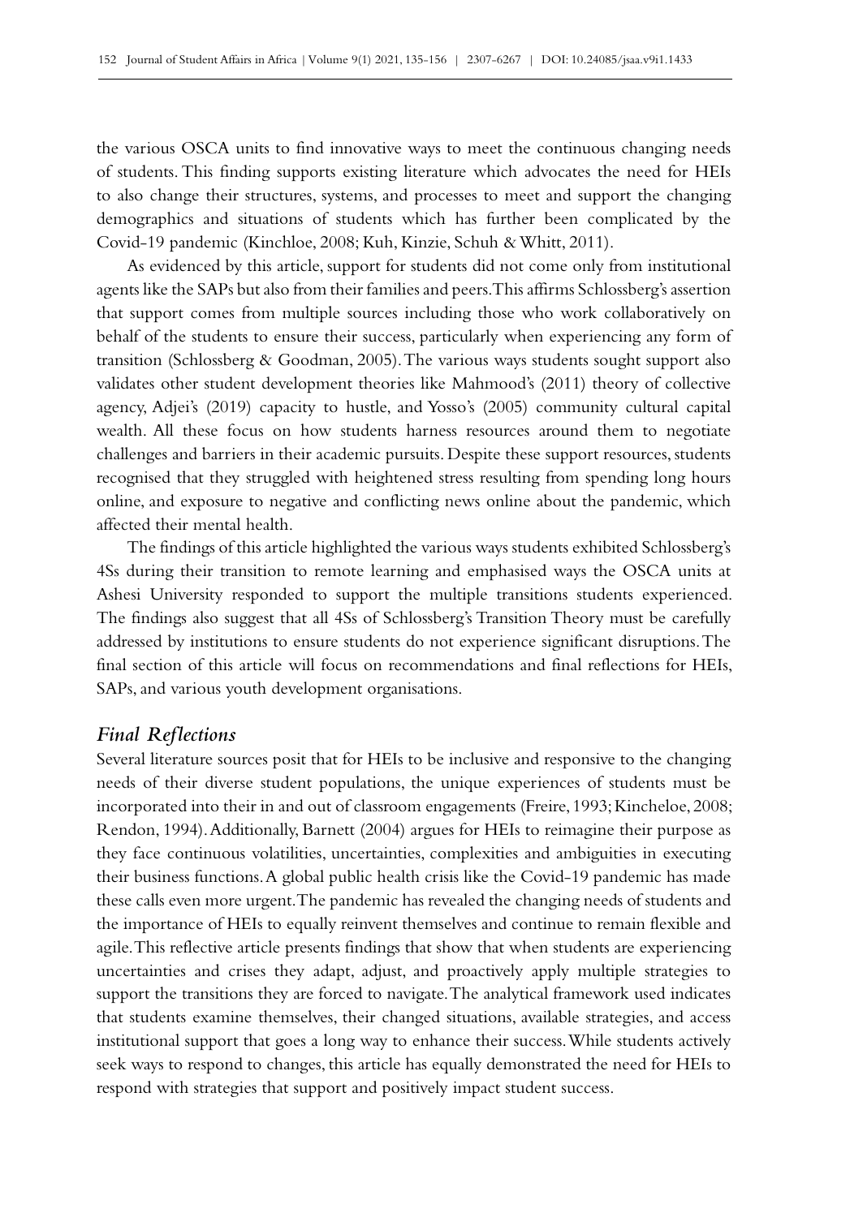the various OSCA units to find innovative ways to meet the continuous changing needs of students. This finding supports existing literature which advocates the need for HEIs to also change their structures, systems, and processes to meet and support the changing demographics and situations of students which has further been complicated by the Covid-19 pandemic (Kinchloe, 2008; Kuh, Kinzie, Schuh & Whitt, 2011).

As evidenced by this article, support for students did not come only from institutional agents like the SAPs but also from their families and peers. This affirms Schlossberg's assertion that support comes from multiple sources including those who work collaboratively on behalf of the students to ensure their success, particularly when experiencing any form of transition (Schlossberg & Goodman, 2005). The various ways students sought support also validates other student development theories like Mahmood's (2011) theory of collective agency, Adjei's (2019) capacity to hustle, and Yosso's (2005) community cultural capital wealth. All these focus on how students harness resources around them to negotiate challenges and barriers in their academic pursuits. Despite these support resources, students recognised that they struggled with heightened stress resulting from spending long hours online, and exposure to negative and conflicting news online about the pandemic, which affected their mental health.

The findings of this article highlighted the various ways students exhibited Schlossberg's 4Ss during their transition to remote learning and emphasised ways the OSCA units at Ashesi University responded to support the multiple transitions students experienced. The findings also suggest that all 4Ss of Schlossberg's Transition Theory must be carefully addressed by institutions to ensure students do not experience significant disruptions. The final section of this article will focus on recommendations and final reflections for HEIs, SAPs, and various youth development organisations.

## *Final Reflections*

Several literature sources posit that for HEIs to be inclusive and responsive to the changing needs of their diverse student populations, the unique experiences of students must be incorporated into their in and out of classroom engagements (Freire, 1993; Kincheloe, 2008; Rendon, 1994). Additionally, Barnett (2004) argues for HEIs to reimagine their purpose as they face continuous volatilities, uncertainties, complexities and ambiguities in executing their business functions. A global public health crisis like the Covid-19 pandemic has made these calls even more urgent. The pandemic has revealed the changing needs of students and the importance of HEIs to equally reinvent themselves and continue to remain flexible and agile. This reflective article presents findings that show that when students are experiencing uncertainties and crises they adapt, adjust, and proactively apply multiple strategies to support the transitions they are forced to navigate. The analytical framework used indicates that students examine themselves, their changed situations, available strategies, and access institutional support that goes a long way to enhance their success. While students actively seek ways to respond to changes, this article has equally demonstrated the need for HEIs to respond with strategies that support and positively impact student success.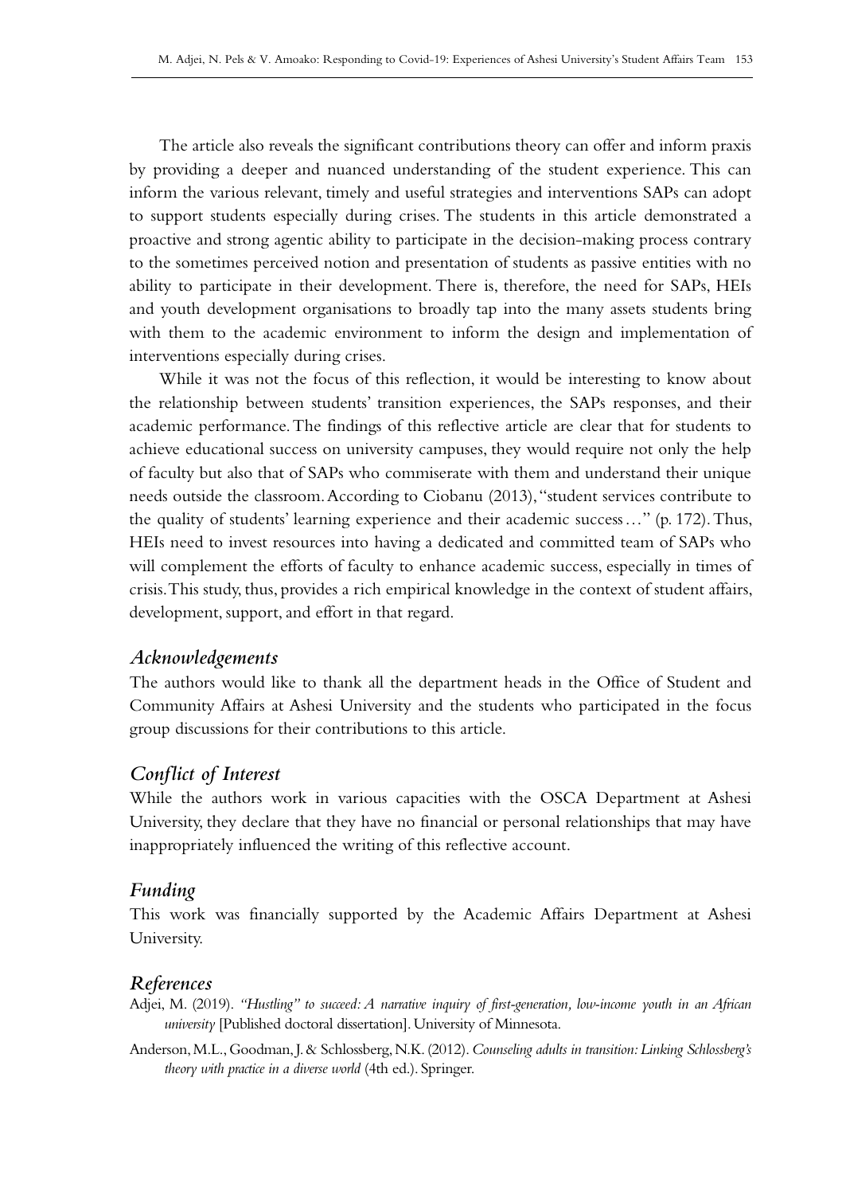The article also reveals the significant contributions theory can offer and inform praxis by providing a deeper and nuanced understanding of the student experience. This can inform the various relevant, timely and useful strategies and interventions SAPs can adopt to support students especially during crises. The students in this article demonstrated a proactive and strong agentic ability to participate in the decision-making process contrary to the sometimes perceived notion and presentation of students as passive entities with no ability to participate in their development. There is, therefore, the need for SAPs, HEIs and youth development organisations to broadly tap into the many assets students bring with them to the academic environment to inform the design and implementation of interventions especially during crises.

While it was not the focus of this reflection, it would be interesting to know about the relationship between students' transition experiences, the SAPs responses, and their academic performance. The findings of this reflective article are clear that for students to achieve educational success on university campuses, they would require not only the help of faculty but also that of SAPs who commiserate with them and understand their unique needs outside the classroom. According to Ciobanu (2013), "student services contribute to the quality of students' learning experience and their academic success…" (p. 172). Thus, HEIs need to invest resources into having a dedicated and committed team of SAPs who will complement the efforts of faculty to enhance academic success, especially in times of crisis. This study, thus, provides a rich empirical knowledge in the context of student affairs, development, support, and effort in that regard.

## *Acknowledgements*

The authors would like to thank all the department heads in the Office of Student and Community Affairs at Ashesi University and the students who participated in the focus group discussions for their contributions to this article.

## *Conflict of Interest*

While the authors work in various capacities with the OSCA Department at Ashesi University, they declare that they have no financial or personal relationships that may have inappropriately influenced the writing of this reflective account.

## *Funding*

This work was financially supported by the Academic Affairs Department at Ashesi University.

## *References*

Adjei, M. (2019). *"Hustling" to succeed: A narrative inquiry of first-generation, low-income youth in an African university* [Published doctoral dissertation]. University of Minnesota.

Anderson, M.L., Goodman, J. & Schlossberg, N.K. (2012). *Counseling adults in transition: Linking Schlossberg's theory with practice in a diverse world* (4th ed.). Springer.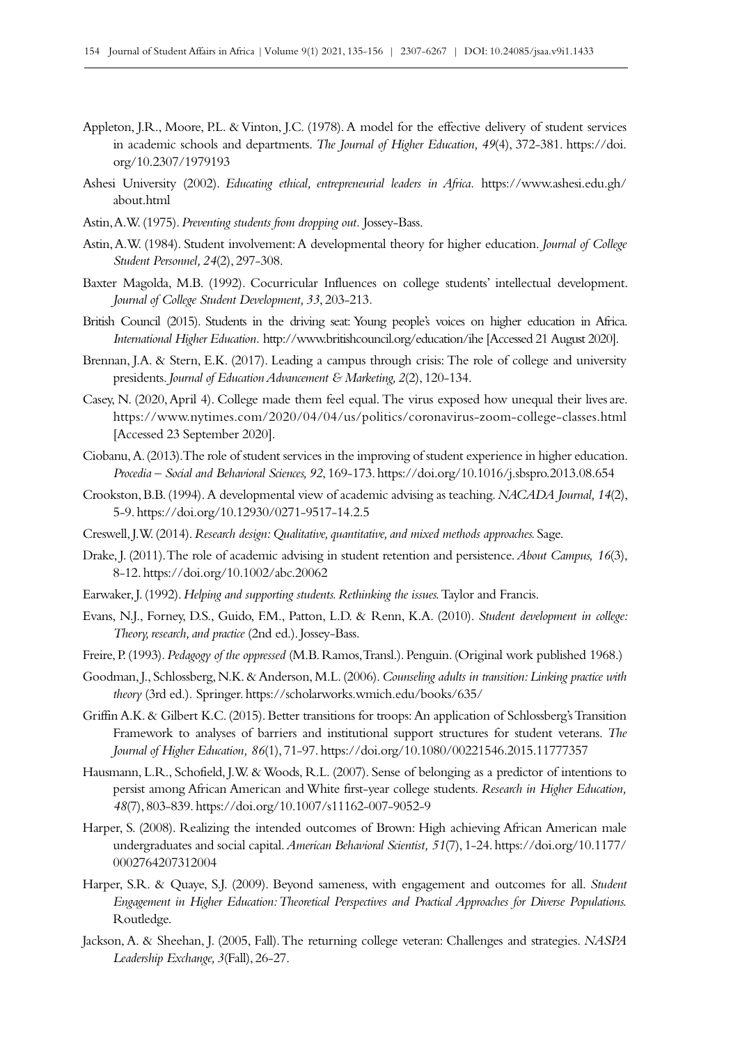Appleton, J.R., Moore, P.L. & Vinton, J.C. (1978). A model for the effective delivery of student services in academic schools and departments. *The Journal of Higher Education, 49*(4), 372-381. https://doi.org/10.2307/1979193

Ashesi University (2002). *Educating ethical, entrepreneurial leaders in Africa.* https://www.ashesi.edu.gh/about.html

Astin, A.W. (1975). *Preventing students from dropping out.* Jossey-Bass.

Astin, A.W. (1984). Student involvement: A developmental theory for higher education. *Journal of College Student Personnel, 24*(2), 297-308.

Baxter Magolda, M.B. (1992). Cocurricular Influences on college students' intellectual development. *Journal of College Student Development, 33*, 203-213.

British Council (2015). Students in the driving seat: Young people's voices on higher education in Africa. *International Higher Education.* http://www.britishcouncil.org/education/ihe [Accessed 21 August 2020].

Brennan, J.A. & Stern, E.K. (2017). Leading a campus through crisis: The role of college and university presidents. *Journal of Education Advancement & Marketing, 2*(2), 120-134.

Casey, N. (2020, April 4). College made them feel equal. The virus exposed how unequal their lives are. https://www.nytimes.com/2020/04/04/us/politics/coronavirus-zoom-college-classes.html [Accessed 23 September 2020].

Ciobanu, A. (2013). The role of student services in the improving of student experience in higher education. *Procedia – Social and Behavioral Sciences, 92*, 169-173. https://doi.org/10.1016/j.sbspro.2013.08.654

Crookston, B.B. (1994). A developmental view of academic advising as teaching. *NACADA Journal, 14*(2), 5-9. https://doi.org/10.12930/0271-9517-14.2.5

Creswell, J.W. (2014). *Research design: Qualitative, quantitative, and mixed methods approaches.* Sage.

Drake, J. (2011). The role of academic advising in student retention and persistence. *About Campus, 16*(3), 8-12. https://doi.org/10.1002/abc.20062

Earwaker, J. (1992). *Helping and supporting students. Rethinking the issues.* Taylor and Francis.

Evans, N.J., Forney, D.S., Guido, F.M., Patton, L.D. & Renn, K.A. (2010). *Student development in college: Theory, research, and practice* (2nd ed.). Jossey-Bass.

Freire, P. (1993). *Pedagogy of the oppressed* (M.B. Ramos, Transl.). Penguin. (Original work published 1968.)

Goodman, J., Schlossberg, N.K. & Anderson, M.L. (2006). *Counseling adults in transition: Linking practice with theory* (3rd ed.). Springer. https://scholarworks.wmich.edu/books/635/

Griffin A.K. & Gilbert K.C. (2015). Better transitions for troops: An application of Schlossberg's Transition Framework to analyses of barriers and institutional support structures for student veterans. *The Journal of Higher Education, 86*(1), 71-97. https://doi.org/10.1080/00221546.2015.11777357

Hausmann, L.R., Schofield, J.W. & Woods, R.L. (2007). Sense of belonging as a predictor of intentions to persist among African American and White first-year college students. *Research in Higher Education, 48*(7), 803-839. https://doi.org/10.1007/s11162-007-9052-9

Harper, S. (2008). Realizing the intended outcomes of Brown: High achieving African American male undergraduates and social capital. *American Behavioral Scientist, 51*(7), 1-24. https://doi.org/10.1177/0002764207312004

Harper, S.R. & Quaye, S.J. (2009). Beyond sameness, with engagement and outcomes for all. *Student Engagement in Higher Education: Theoretical Perspectives and Practical Approaches for Diverse Populations.* Routledge.

Jackson, A. & Sheehan, J. (2005, Fall). The returning college veteran: Challenges and strategies. *NASPA Leadership Exchange, 3*(Fall), 26-27.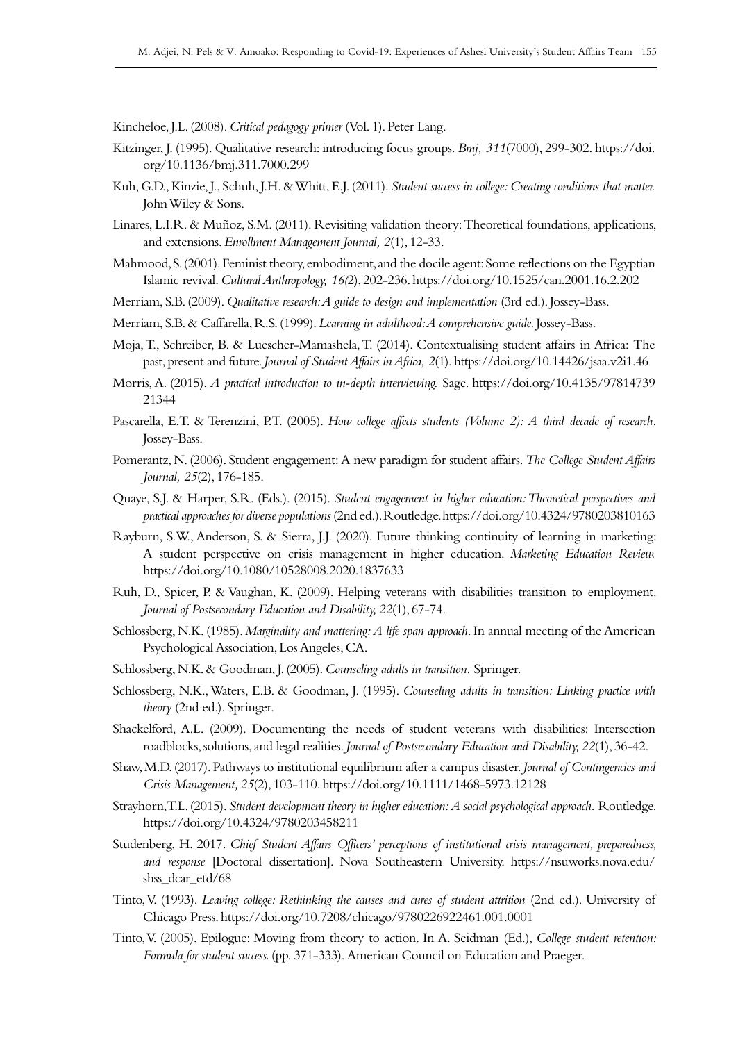Kincheloe, J.L. (2008). *Critical pedagogy primer* (Vol. 1). Peter Lang.

Kitzinger, J. (1995). Qualitative research: introducing focus groups. *Bmj, 311*(7000), 299-302. https://doi.org/10.1136/bmj.311.7000.299

Kuh, G.D., Kinzie, J., Schuh, J.H. & Whitt, E.J. (2011). *Student success in college: Creating conditions that matter.* John Wiley & Sons.

Linares, L.I.R. & Muñoz, S.M. (2011). Revisiting validation theory: Theoretical foundations, applications, and extensions. *Enrollment Management Journal, 2*(1), 12-33.

Mahmood, S. (2001). Feminist theory, embodiment, and the docile agent: Some reflections on the Egyptian Islamic revival. *Cultural Anthropology, 16(2*), 202-236. https://doi.org/10.1525/can.2001.16.2.202

Merriam, S.B. (2009). *Qualitative research: A guide to design and implementation* (3rd ed.). Jossey-Bass.

Merriam, S.B. & Caffarella, R.S. (1999). *Learning in adulthood: A comprehensive guide.* Jossey-Bass.

Moja, T., Schreiber, B. & Luescher-Mamashela, T. (2014). Contextualising student affairs in Africa: The past, present and future. *Journal of Student Affairs in Africa, 2*(1). https://doi.org/10.14426/jsaa.v2i1.46

Morris, A. (2015). *A practical introduction to in-depth interviewing.* Sage. https://doi.org/10.4135/9781473921344

Pascarella, E.T. & Terenzini, P.T. (2005). *How college affects students (Volume 2): A third decade of research.* Jossey-Bass.

Pomerantz, N. (2006). Student engagement: A new paradigm for student affairs. *The College Student Affairs Journal, 25*(2), 176-185.

Quaye, S.J. & Harper, S.R. (Eds.). (2015). *Student engagement in higher education: Theoretical perspectives and practical approaches for diverse populations* (2nd ed.). Routledge. https://doi.org/10.4324/9780203810163

Rayburn, S.W., Anderson, S. & Sierra, J.J. (2020). Future thinking continuity of learning in marketing: A student perspective on crisis management in higher education. *Marketing Education Review.* https://doi.org/10.1080/10528008.2020.1837633

Ruh, D., Spicer, P. & Vaughan, K. (2009). Helping veterans with disabilities transition to employment. *Journal of Postsecondary Education and Disability, 22*(1), 67-74.

Schlossberg, N.K. (1985). *Marginality and mattering: A life span approach.* In annual meeting of the American Psychological Association, Los Angeles, CA.

Schlossberg, N.K. & Goodman, J. (2005). *Counseling adults in transition.* Springer.

Schlossberg, N.K., Waters, E.B. & Goodman, J. (1995). *Counseling adults in transition: Linking practice with theory* (2nd ed.). Springer.

Shackelford, A.L. (2009). Documenting the needs of student veterans with disabilities: Intersection roadblocks, solutions, and legal realities. *Journal of Postsecondary Education and Disability, 22*(1), 36-42.

Shaw, M.D. (2017). Pathways to institutional equilibrium after a campus disaster. *Journal of Contingencies and Crisis Management, 25*(2), 103-110. https://doi.org/10.1111/1468-5973.12128

Strayhorn, T.L. (2015). *Student development theory in higher education: A social psychological approach.* Routledge. https://doi.org/10.4324/9780203458211

Studenberg, H. 2017. *Chief Student Affairs Officers' perceptions of institutional crisis management, preparedness, and response* [Doctoral dissertation]. Nova Southeastern University. https://nsuworks.nova.edu/shss_dcar_etd/68

Tinto, V. (1993). *Leaving college: Rethinking the causes and cures of student attrition* (2nd ed.). University of Chicago Press. https://doi.org/10.7208/chicago/9780226922461.001.0001

Tinto, V. (2005). Epilogue: Moving from theory to action. In A. Seidman (Ed.), *College student retention: Formula for student success.* (pp. 371-333). American Council on Education and Praeger.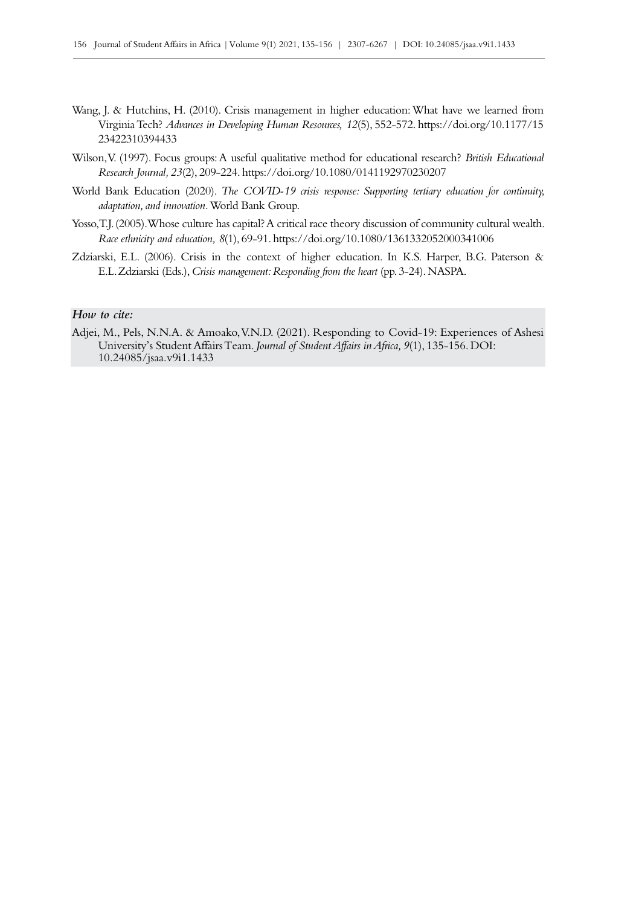Wang, J. & Hutchins, H. (2010). Crisis management in higher education: What have we learned from Virginia Tech? *Advances in Developing Human Resources, 12*(5), 552-572. https://doi.org/10.1177/1523422310394433

Wilson, V. (1997). Focus groups: A useful qualitative method for educational research? *British Educational Research Journal, 23*(2), 209-224. https://doi.org/10.1080/0141192970230207

World Bank Education (2020). *The COVID-19 crisis response: Supporting tertiary education for continuity, adaptation, and innovation.* World Bank Group.

Yosso, T.J. (2005). Whose culture has capital? A critical race theory discussion of community cultural wealth. *Race ethnicity and education, 8*(1), 69-91. https://doi.org/10.1080/1361332052000341006

Zdziarski, E.L. (2006). Crisis in the context of higher education. In K.S. Harper, B.G. Paterson & E.L. Zdziarski (Eds.), *Crisis management: Responding from the heart* (pp. 3-24). NASPA.

*How to cite:*

Adjei, M., Pels, N.N.A. & Amoako, V.N.D. (2021). Responding to Covid-19: Experiences of Ashesi University's Student Affairs Team. *Journal of Student Affairs in Africa, 9*(1), 135-156. DOI: 10.24085/jsaa.v9i1.1433